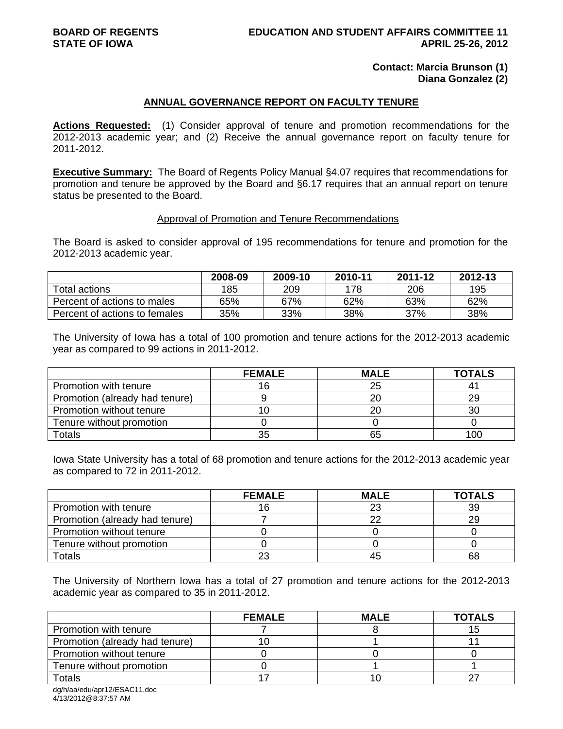**BOARD OF REGENTS**
**STATE OF IOWA**

**EDUCATION AND STUDENT AFFAIRS COMMITTEE 11**
**APRIL 25-26, 2012**

**Contact: Marcia Brunson (1)**
**Diana Gonzalez (2)**

## ANNUAL GOVERNANCE REPORT ON FACULTY TENURE

**Actions Requested:** (1) Consider approval of tenure and promotion recommendations for the 2012-2013 academic year; and (2) Receive the annual governance report on faculty tenure for 2011-2012.

**Executive Summary:** The Board of Regents Policy Manual §4.07 requires that recommendations for promotion and tenure be approved by the Board and §6.17 requires that an annual report on tenure status be presented to the Board.

### Approval of Promotion and Tenure Recommendations

The Board is asked to consider approval of 195 recommendations for tenure and promotion for the 2012-2013 academic year.

| | 2008-09 | 2009-10 | 2010-11 | 2011-12 | 2012-13 |
|---|---|---|---|---|---|
| Total actions | 185 | 209 | 178 | 206 | 195 |
| Percent of actions to males | 65% | 67% | 62% | 63% | 62% |
| Percent of actions to females | 35% | 33% | 38% | 37% | 38% |

The University of Iowa has a total of 100 promotion and tenure actions for the 2012-2013 academic year as compared to 99 actions in 2011-2012.

| | FEMALE | MALE | TOTALS |
|---|---|---|---|
| Promotion with tenure | 16 | 25 | 41 |
| Promotion (already had tenure) | 9 | 20 | 29 |
| Promotion without tenure | 10 | 20 | 30 |
| Tenure without promotion | 0 | 0 | 0 |
| Totals | 35 | 65 | 100 |

Iowa State University has a total of 68 promotion and tenure actions for the 2012-2013 academic year as compared to 72 in 2011-2012.

| | FEMALE | MALE | TOTALS |
|---|---|---|---|
| Promotion with tenure | 16 | 23 | 39 |
| Promotion (already had tenure) | 7 | 22 | 29 |
| Promotion without tenure | 0 | 0 | 0 |
| Tenure without promotion | 0 | 0 | 0 |
| Totals | 23 | 45 | 68 |

The University of Northern Iowa has a total of 27 promotion and tenure actions for the 2012-2013 academic year as compared to 35 in 2011-2012.

| | FEMALE | MALE | TOTALS |
|---|---|---|---|
| Promotion with tenure | 7 | 8 | 15 |
| Promotion (already had tenure) | 10 | 1 | 11 |
| Promotion without tenure | 0 | 0 | 0 |
| Tenure without promotion | 0 | 1 | 1 |
| Totals | 17 | 10 | 27 |

dg/h/aa/edu/apr12/ESAC11.doc
4/13/2012@8:37:57 AM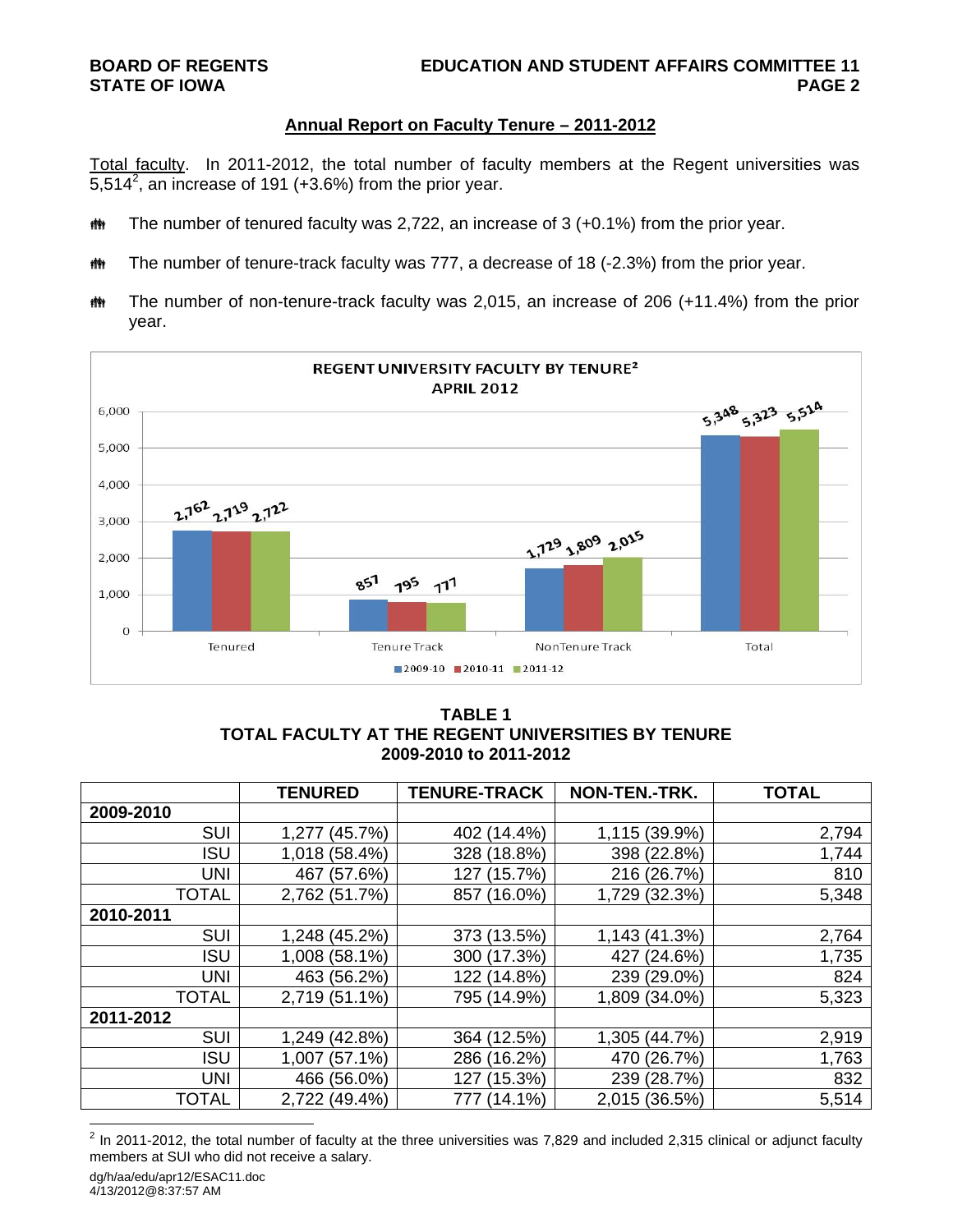## Annual Report on Faculty Tenure – 2011-2012

Total faculty. In 2011-2012, the total number of faculty members at the Regent universities was 5,514[2], an increase of 191 (+3.6%) from the prior year.

- The number of tenured faculty was 2,722, an increase of 3 (+0.1%) from the prior year.
- The number of tenure-track faculty was 777, a decrease of 18 (-2.3%) from the prior year.
- The number of non-tenure-track faculty was 2,015, an increase of 206 (+11.4%) from the prior year.

**REGENT UNIVERSITY FACULTY BY TENURE[2]**
**APRIL 2012**

| | 2009-10 | 2010-11 | 2011-12 |
|---|---|---|---|
| Tenured | 2,762 | 2,719 | 2,722 |
| Tenure Track | 857 | 795 | 777 |
| NonTenure Track | 1,729 | 1,809 | 2,015 |
| Total | 5,348 | 5,323 | 5,514 |

**TABLE 1**
**TOTAL FACULTY AT THE REGENT UNIVERSITIES BY TENURE**
**2009-2010 to 2011-2012**

| | TENURED | TENURE-TRACK | NON-TEN.-TRK. | TOTAL |
|---|---|---|---|---|
| **2009-2010** | | | | |
| SUI | 1,277 (45.7%) | 402 (14.4%) | 1,115 (39.9%) | 2,794 |
| ISU | 1,018 (58.4%) | 328 (18.8%) | 398 (22.8%) | 1,744 |
| UNI | 467 (57.6%) | 127 (15.7%) | 216 (26.7%) | 810 |
| TOTAL | 2,762 (51.7%) | 857 (16.0%) | 1,729 (32.3%) | 5,348 |
| **2010-2011** | | | | |
| SUI | 1,248 (45.2%) | 373 (13.5%) | 1,143 (41.3%) | 2,764 |
| ISU | 1,008 (58.1%) | 300 (17.3%) | 427 (24.6%) | 1,735 |
| UNI | 463 (56.2%) | 122 (14.8%) | 239 (29.0%) | 824 |
| TOTAL | 2,719 (51.1%) | 795 (14.9%) | 1,809 (34.0%) | 5,323 |
| **2011-2012** | | | | |
| SUI | 1,249 (42.8%) | 364 (12.5%) | 1,305 (44.7%) | 2,919 |
| ISU | 1,007 (57.1%) | 286 (16.2%) | 470 (26.7%) | 1,763 |
| UNI | 466 (56.0%) | 127 (15.3%) | 239 (28.7%) | 832 |
| TOTAL | 2,722 (49.4%) | 777 (14.1%) | 2,015 (36.5%) | 5,514 |

[2] In 2011-2012, the total number of faculty at the three universities was 7,829 and included 2,315 clinical or adjunct faculty members at SUI who did not receive a salary.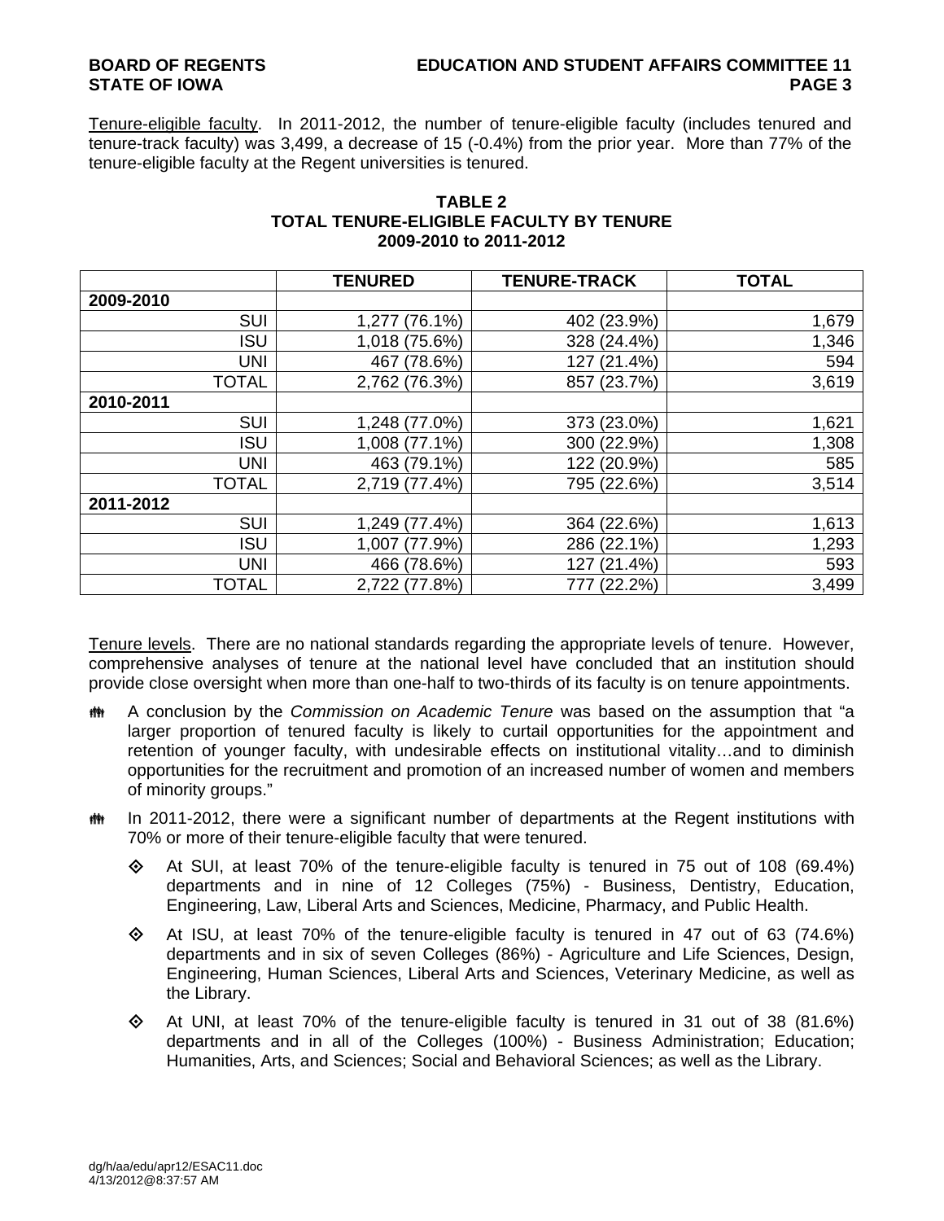Tenure-eligible faculty. In 2011-2012, the number of tenure-eligible faculty (includes tenured and tenure-track faculty) was 3,499, a decrease of 15 (-0.4%) from the prior year. More than 77% of the tenure-eligible faculty at the Regent universities is tenured.

**TABLE 2**
**TOTAL TENURE-ELIGIBLE FACULTY BY TENURE**
**2009-2010 to 2011-2012**

| | TENURED | TENURE-TRACK | TOTAL |
|---|---|---|---|
| **2009-2010** | | | |
| SUI | 1,277 (76.1%) | 402 (23.9%) | 1,679 |
| ISU | 1,018 (75.6%) | 328 (24.4%) | 1,346 |
| UNI | 467 (78.6%) | 127 (21.4%) | 594 |
| TOTAL | 2,762 (76.3%) | 857 (23.7%) | 3,619 |
| **2010-2011** | | | |
| SUI | 1,248 (77.0%) | 373 (23.0%) | 1,621 |
| ISU | 1,008 (77.1%) | 300 (22.9%) | 1,308 |
| UNI | 463 (79.1%) | 122 (20.9%) | 585 |
| TOTAL | 2,719 (77.4%) | 795 (22.6%) | 3,514 |
| **2011-2012** | | | |
| SUI | 1,249 (77.4%) | 364 (22.6%) | 1,613 |
| ISU | 1,007 (77.9%) | 286 (22.1%) | 1,293 |
| UNI | 466 (78.6%) | 127 (21.4%) | 593 |
| TOTAL | 2,722 (77.8%) | 777 (22.2%) | 3,499 |

Tenure levels. There are no national standards regarding the appropriate levels of tenure. However, comprehensive analyses of tenure at the national level have concluded that an institution should provide close oversight when more than one-half to two-thirds of its faculty is on tenure appointments.

- A conclusion by the *Commission on Academic Tenure* was based on the assumption that "a larger proportion of tenured faculty is likely to curtail opportunities for the appointment and retention of younger faculty, with undesirable effects on institutional vitality…and to diminish opportunities for the recruitment and promotion of an increased number of women and members of minority groups."
- In 2011-2012, there were a significant number of departments at the Regent institutions with 70% or more of their tenure-eligible faculty that were tenured.
  - At SUI, at least 70% of the tenure-eligible faculty is tenured in 75 out of 108 (69.4%) departments and in nine of 12 Colleges (75%) - Business, Dentistry, Education, Engineering, Law, Liberal Arts and Sciences, Medicine, Pharmacy, and Public Health.
  - At ISU, at least 70% of the tenure-eligible faculty is tenured in 47 out of 63 (74.6%) departments and in six of seven Colleges (86%) - Agriculture and Life Sciences, Design, Engineering, Human Sciences, Liberal Arts and Sciences, Veterinary Medicine, as well as the Library.
  - At UNI, at least 70% of the tenure-eligible faculty is tenured in 31 out of 38 (81.6%) departments and in all of the Colleges (100%) - Business Administration; Education; Humanities, Arts, and Sciences; Social and Behavioral Sciences; as well as the Library.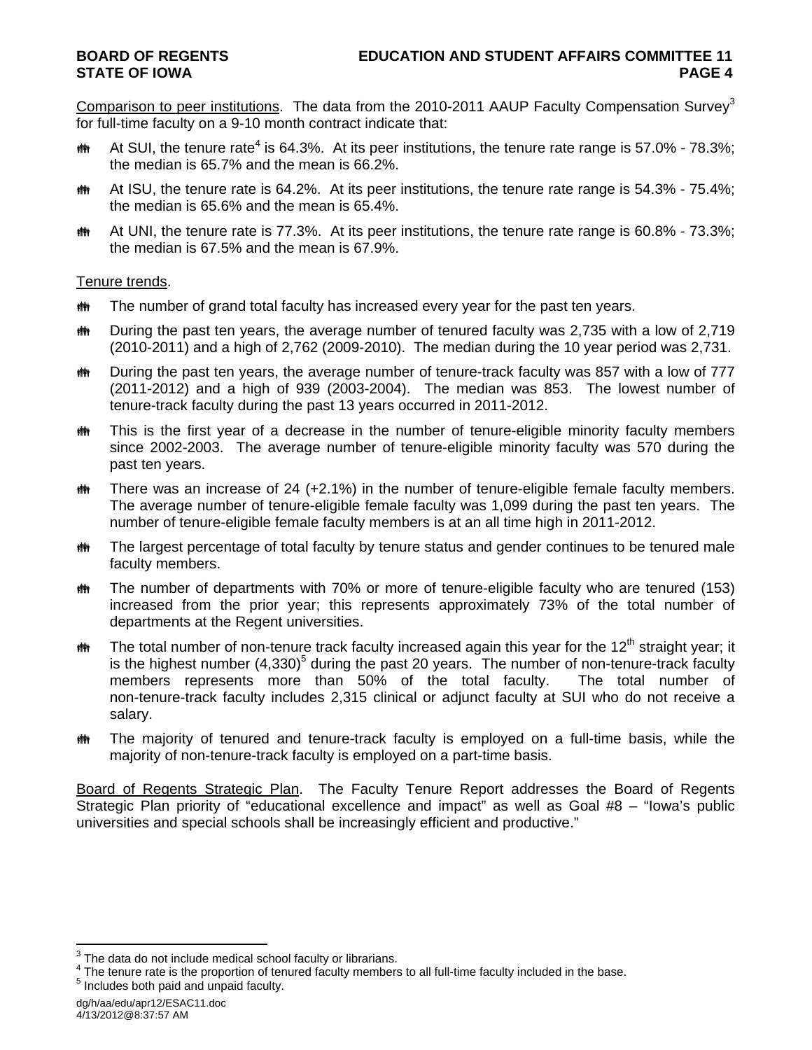Comparison to peer institutions. The data from the 2010-2011 AAUP Faculty Compensation Survey[3] for full-time faculty on a 9-10 month contract indicate that:

- At SUI, the tenure rate[4] is 64.3%. At its peer institutions, the tenure rate range is 57.0% - 78.3%; the median is 65.7% and the mean is 66.2%.
- At ISU, the tenure rate is 64.2%. At its peer institutions, the tenure rate range is 54.3% - 75.4%; the median is 65.6% and the mean is 65.4%.
- At UNI, the tenure rate is 77.3%. At its peer institutions, the tenure rate range is 60.8% - 73.3%; the median is 67.5% and the mean is 67.9%.

Tenure trends.

- The number of grand total faculty has increased every year for the past ten years.
- During the past ten years, the average number of tenured faculty was 2,735 with a low of 2,719 (2010-2011) and a high of 2,762 (2009-2010). The median during the 10 year period was 2,731.
- During the past ten years, the average number of tenure-track faculty was 857 with a low of 777 (2011-2012) and a high of 939 (2003-2004). The median was 853. The lowest number of tenure-track faculty during the past 13 years occurred in 2011-2012.
- This is the first year of a decrease in the number of tenure-eligible minority faculty members since 2002-2003. The average number of tenure-eligible minority faculty was 570 during the past ten years.
- There was an increase of 24 (+2.1%) in the number of tenure-eligible female faculty members. The average number of tenure-eligible female faculty was 1,099 during the past ten years. The number of tenure-eligible female faculty members is at an all time high in 2011-2012.
- The largest percentage of total faculty by tenure status and gender continues to be tenured male faculty members.
- The number of departments with 70% or more of tenure-eligible faculty who are tenured (153) increased from the prior year; this represents approximately 73% of the total number of departments at the Regent universities.
- The total number of non-tenure track faculty increased again this year for the 12th straight year; it is the highest number (4,330)[5] during the past 20 years. The number of non-tenure-track faculty members represents more than 50% of the total faculty. The total number of non-tenure-track faculty includes 2,315 clinical or adjunct faculty at SUI who do not receive a salary.
- The majority of tenured and tenure-track faculty is employed on a full-time basis, while the majority of non-tenure-track faculty is employed on a part-time basis.

Board of Regents Strategic Plan. The Faculty Tenure Report addresses the Board of Regents Strategic Plan priority of "educational excellence and impact" as well as Goal #8 – "Iowa's public universities and special schools shall be increasingly efficient and productive."

[3] The data do not include medical school faculty or librarians.
[4] The tenure rate is the proportion of tenured faculty members to all full-time faculty included in the base.
[5] Includes both paid and unpaid faculty.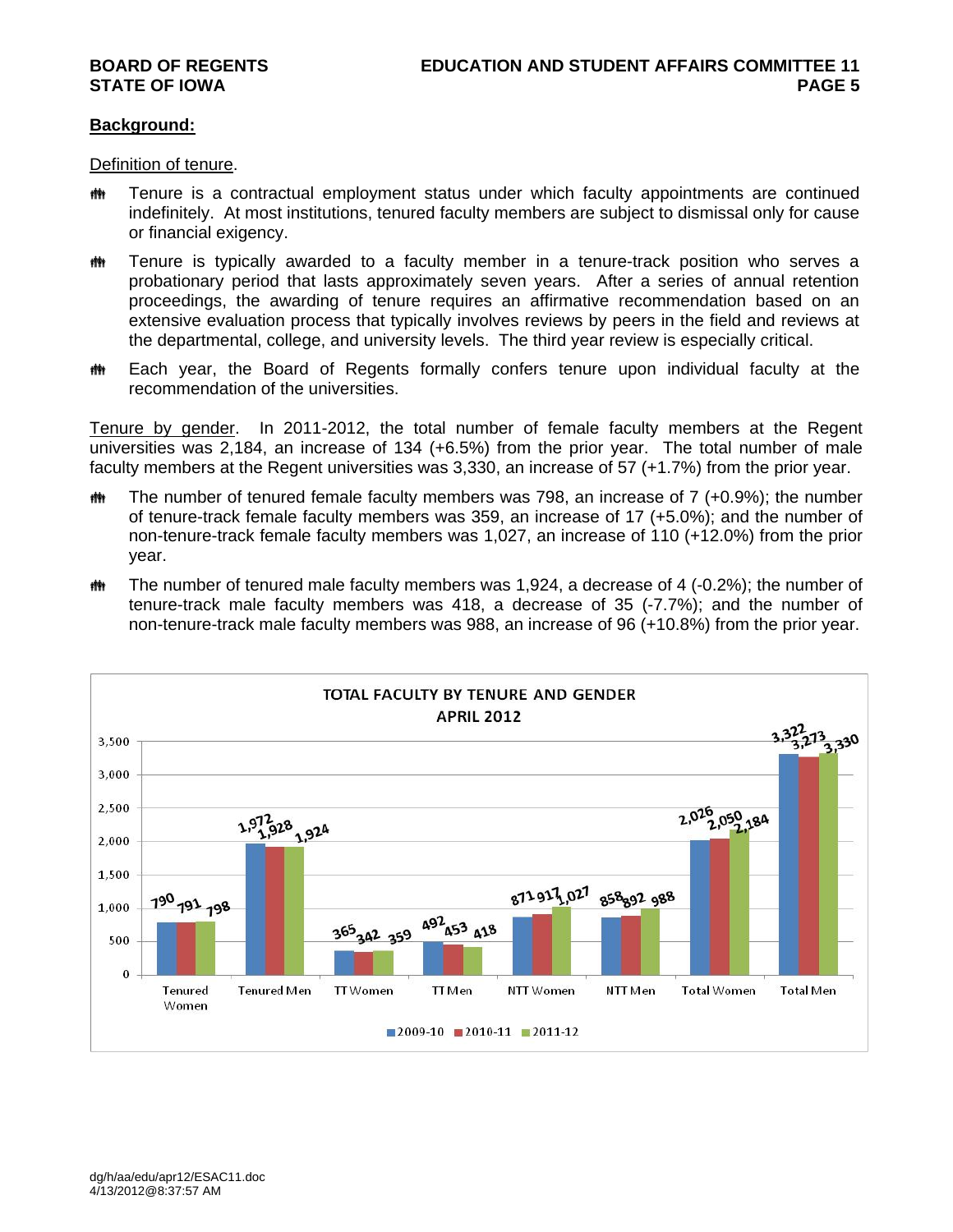## Background:

Definition of tenure.

- Tenure is a contractual employment status under which faculty appointments are continued indefinitely. At most institutions, tenured faculty members are subject to dismissal only for cause or financial exigency.
- Tenure is typically awarded to a faculty member in a tenure-track position who serves a probationary period that lasts approximately seven years. After a series of annual retention proceedings, the awarding of tenure requires an affirmative recommendation based on an extensive evaluation process that typically involves reviews by peers in the field and reviews at the departmental, college, and university levels. The third year review is especially critical.
- Each year, the Board of Regents formally confers tenure upon individual faculty at the recommendation of the universities.

Tenure by gender. In 2011-2012, the total number of female faculty members at the Regent universities was 2,184, an increase of 134 (+6.5%) from the prior year. The total number of male faculty members at the Regent universities was 3,330, an increase of 57 (+1.7%) from the prior year.

- The number of tenured female faculty members was 798, an increase of 7 (+0.9%); the number of tenure-track female faculty members was 359, an increase of 17 (+5.0%); and the number of non-tenure-track female faculty members was 1,027, an increase of 110 (+12.0%) from the prior year.
- The number of tenured male faculty members was 1,924, a decrease of 4 (-0.2%); the number of tenure-track male faculty members was 418, a decrease of 35 (-7.7%); and the number of non-tenure-track male faculty members was 988, an increase of 96 (+10.8%) from the prior year.

**TOTAL FACULTY BY TENURE AND GENDER**
**APRIL 2012**

| | 2009-10 | 2010-11 | 2011-12 |
|---|---|---|---|
| Tenured Women | 790 | 791 | 798 |
| Tenured Men | 1,972 | 1,928 | 1,924 |
| TT Women | 365 | 342 | 359 |
| TT Men | 492 | 453 | 418 |
| NTT Women | 871 | 917 | 1,027 |
| NTT Men | 858 | 892 | 988 |
| Total Women | 2,026 | 2,050 | 2,184 |
| Total Men | 3,322 | 3,273 | 3,330 |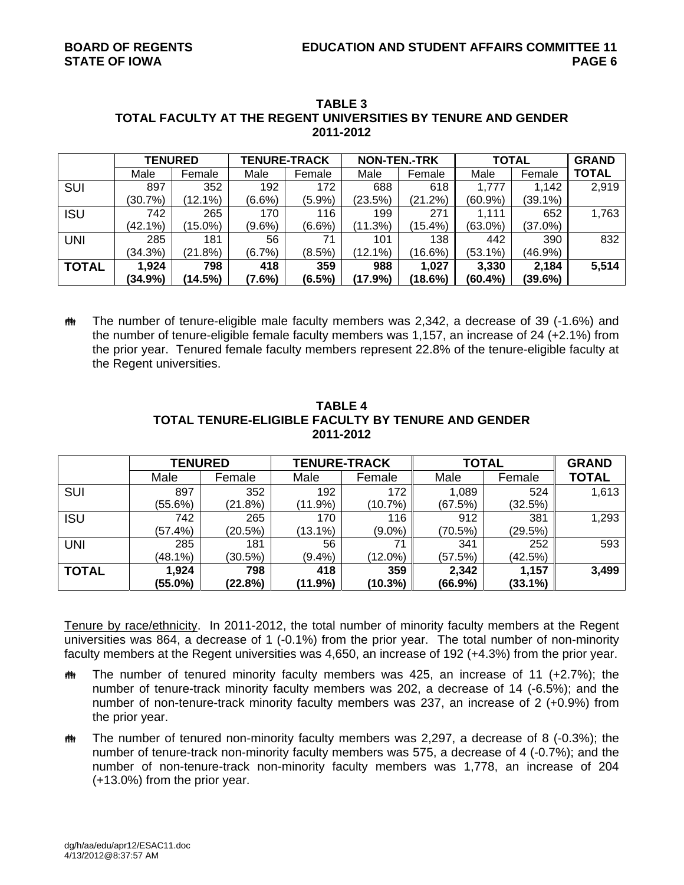**TABLE 3**
**TOTAL FACULTY AT THE REGENT UNIVERSITIES BY TENURE AND GENDER**
**2011-2012**

| | TENURED | | TENURE-TRACK | | NON-TEN.-TRK | | TOTAL | | GRAND TOTAL |
|---|---|---|---|---|---|---|---|---|---|
| | Male | Female | Male | Female | Male | Female | Male | Female | |
| SUI | 897 (30.7%) | 352 (12.1%) | 192 (6.6%) | 172 (5.9%) | 688 (23.5%) | 618 (21.2%) | 1,777 (60.9%) | 1,142 (39.1%) | 2,919 |
| ISU | 742 (42.1%) | 265 (15.0%) | 170 (9.6%) | 116 (6.6%) | 199 (11.3%) | 271 (15.4%) | 1,111 (63.0%) | 652 (37.0%) | 1,763 |
| UNI | 285 (34.3%) | 181 (21.8%) | 56 (6.7%) | 71 (8.5%) | 101 (12.1%) | 138 (16.6%) | 442 (53.1%) | 390 (46.9%) | 832 |
| **TOTAL** | **1,924 (34.9%)** | **798 (14.5%)** | **418 (7.6%)** | **359 (6.5%)** | **988 (17.9%)** | **1,027 (18.6%)** | **3,330 (60.4%)** | **2,184 (39.6%)** | **5,514** |

- The number of tenure-eligible male faculty members was 2,342, a decrease of 39 (-1.6%) and the number of tenure-eligible female faculty members was 1,157, an increase of 24 (+2.1%) from the prior year. Tenured female faculty members represent 22.8% of the tenure-eligible faculty at the Regent universities.

**TABLE 4**
**TOTAL TENURE-ELIGIBLE FACULTY BY TENURE AND GENDER**
**2011-2012**

| | TENURED | | TENURE-TRACK | | TOTAL | | GRAND TOTAL |
|---|---|---|---|---|---|---|---|
| | Male | Female | Male | Female | Male | Female | |
| SUI | 897 (55.6%) | 352 (21.8%) | 192 (11.9%) | 172 (10.7%) | 1,089 (67.5%) | 524 (32.5%) | 1,613 |
| ISU | 742 (57.4%) | 265 (20.5%) | 170 (13.1%) | 116 (9.0%) | 912 (70.5%) | 381 (29.5%) | 1,293 |
| UNI | 285 (48.1%) | 181 (30.5%) | 56 (9.4%) | 71 (12.0%) | 341 (57.5%) | 252 (42.5%) | 593 |
| **TOTAL** | **1,924 (55.0%)** | **798 (22.8%)** | **418 (11.9%)** | **359 (10.3%)** | **2,342 (66.9%)** | **1,157 (33.1%)** | **3,499** |

Tenure by race/ethnicity. In 2011-2012, the total number of minority faculty members at the Regent universities was 864, a decrease of 1 (-0.1%) from the prior year. The total number of non-minority faculty members at the Regent universities was 4,650, an increase of 192 (+4.3%) from the prior year.

- The number of tenured minority faculty members was 425, an increase of 11 (+2.7%); the number of tenure-track minority faculty members was 202, a decrease of 14 (-6.5%); and the number of non-tenure-track minority faculty members was 237, an increase of 2 (+0.9%) from the prior year.
- The number of tenured non-minority faculty members was 2,297, a decrease of 8 (-0.3%); the number of tenure-track non-minority faculty members was 575, a decrease of 4 (-0.7%); and the number of non-tenure-track non-minority faculty members was 1,778, an increase of 204 (+13.0%) from the prior year.

dg/h/aa/edu/apr12/ESAC11.doc
4/13/2012@8:37:57 AM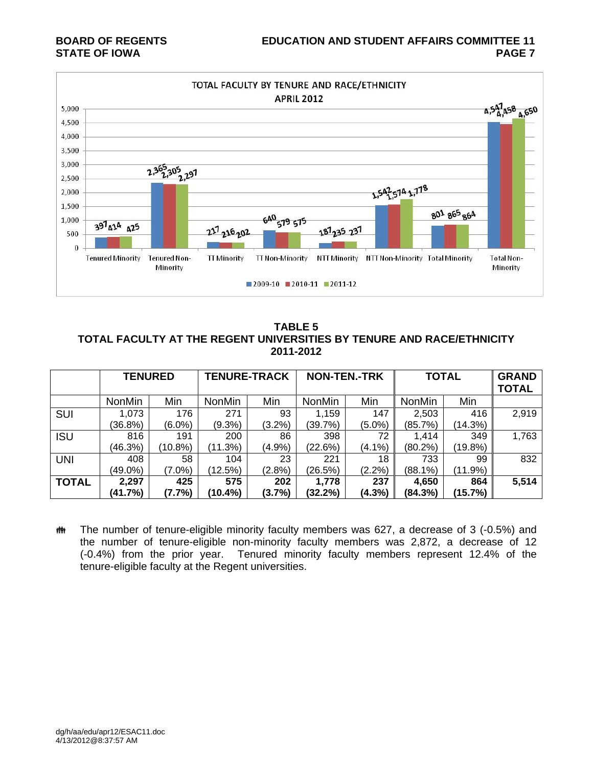TOTAL FACULTY BY TENURE AND RACE/ETHNICITY
APRIL 2012

| | 2009-10 | 2010-11 | 2011-12 |
|---|---|---|---|
| Tenured Minority | 397 | 414 | 425 |
| Tenured Non-Minority | 2,365 | 2,305 | 2,297 |
| TT Minority | 217 | 216 | 202 |
| TT Non-Minority | 640 | 579 | 575 |
| NTT Minority | 187 | 235 | 237 |
| NTT Non-Minority | 1,542 | 1,574 | 1,778 |
| Total Minority | 801 | 865 | 864 |
| Total Non-Minority | 4,547 | 4,458 | 4,650 |

**TABLE 5**
**TOTAL FACULTY AT THE REGENT UNIVERSITIES BY TENURE AND RACE/ETHNICITY**
**2011-2012**

| | **TENURED** | | **TENURE-TRACK** | | **NON-TEN.-TRK** | | **TOTAL** | | **GRAND TOTAL** |
|---|---|---|---|---|---|---|---|---|---|
| | NonMin | Min | NonMin | Min | NonMin | Min | NonMin | Min | |
| SUI | 1,073 (36.8%) | 176 (6.0%) | 271 (9.3%) | 93 (3.2%) | 1,159 (39.7%) | 147 (5.0%) | 2,503 (85.7%) | 416 (14.3%) | 2,919 |
| ISU | 816 (46.3%) | 191 (10.8%) | 200 (11.3%) | 86 (4.9%) | 398 (22.6%) | 72 (4.1%) | 1,414 (80.2%) | 349 (19.8%) | 1,763 |
| UNI | 408 (49.0%) | 58 (7.0%) | 104 (12.5%) | 23 (2.8%) | 221 (26.5%) | 18 (2.2%) | 733 (88.1%) | 99 (11.9%) | 832 |
| **TOTAL** | **2,297 (41.7%)** | **425 (7.7%)** | **575 (10.4%)** | **202 (3.7%)** | **1,778 (32.2%)** | **237 (4.3%)** | **4,650 (84.3%)** | **864 (15.7%)** | **5,514** |

- The number of tenure-eligible minority faculty members was 627, a decrease of 3 (-0.5%) and the number of tenure-eligible non-minority faculty members was 2,872, a decrease of 12 (-0.4%) from the prior year. Tenured minority faculty members represent 12.4% of the tenure-eligible faculty at the Regent universities.

dg/h/aa/edu/apr12/ESAC11.doc
4/13/2012@8:37:57 AM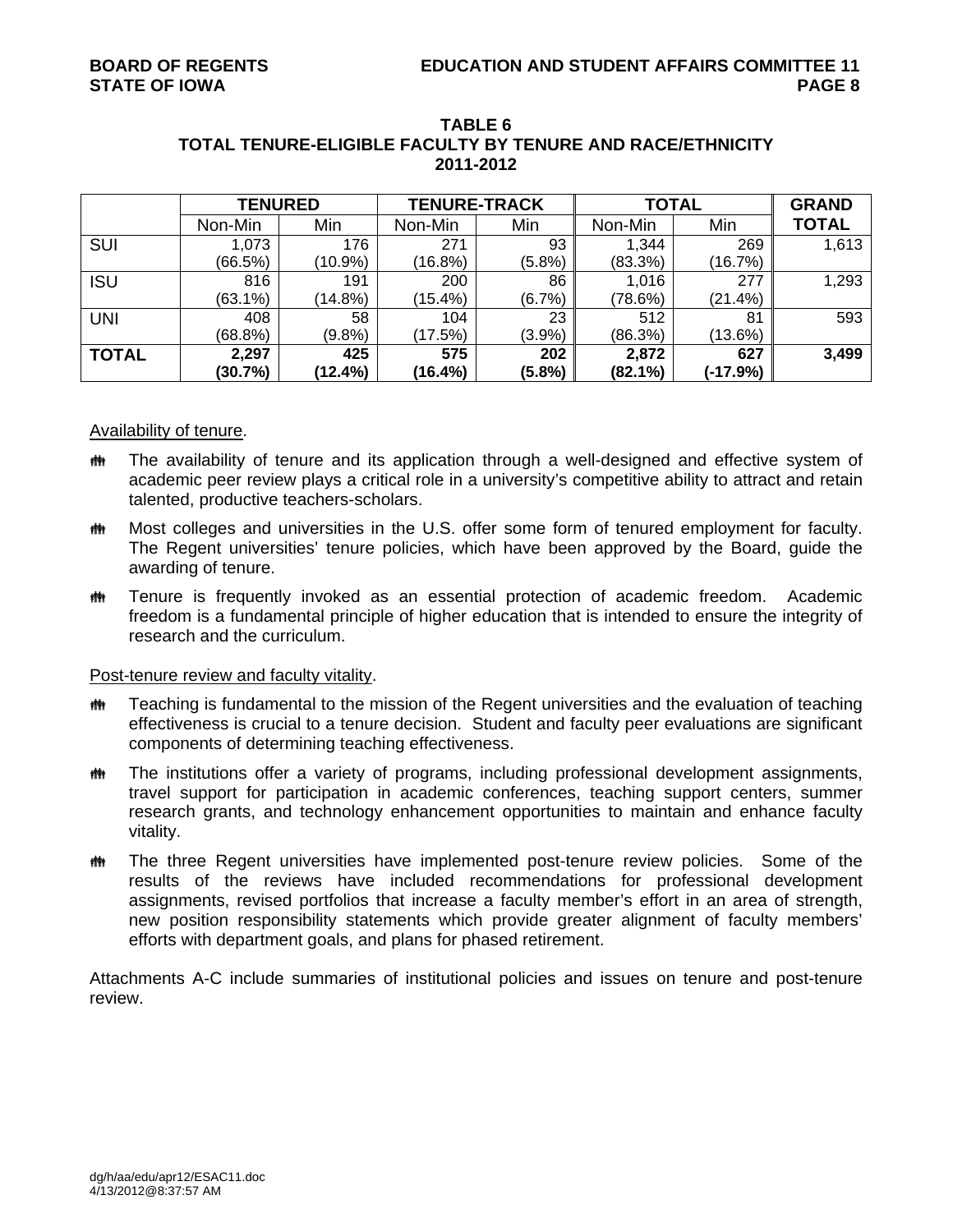**TABLE 6**
**TOTAL TENURE-ELIGIBLE FACULTY BY TENURE AND RACE/ETHNICITY**
**2011-2012**

| | TENURED | | TENURE-TRACK | | TOTAL | | GRAND TOTAL |
|---|---|---|---|---|---|---|---|
| | Non-Min | Min | Non-Min | Min | Non-Min | Min | |
| SUI | 1,073 (66.5%) | 176 (10.9%) | 271 (16.8%) | 93 (5.8%) | 1,344 (83.3%) | 269 (16.7%) | 1,613 |
| ISU | 816 (63.1%) | 191 (14.8%) | 200 (15.4%) | 86 (6.7%) | 1,016 (78.6%) | 277 (21.4%) | 1,293 |
| UNI | 408 (68.8%) | 58 (9.8%) | 104 (17.5%) | 23 (3.9%) | 512 (86.3%) | 81 (13.6%) | 593 |
| **TOTAL** | **2,297 (30.7%)** | **425 (12.4%)** | **575 (16.4%)** | **202 (5.8%)** | **2,872 (82.1%)** | **627 (-17.9%)** | **3,499** |

Availability of tenure.

- The availability of tenure and its application through a well-designed and effective system of academic peer review plays a critical role in a university's competitive ability to attract and retain talented, productive teachers-scholars.
- Most colleges and universities in the U.S. offer some form of tenured employment for faculty. The Regent universities' tenure policies, which have been approved by the Board, guide the awarding of tenure.
- Tenure is frequently invoked as an essential protection of academic freedom. Academic freedom is a fundamental principle of higher education that is intended to ensure the integrity of research and the curriculum.

Post-tenure review and faculty vitality.

- Teaching is fundamental to the mission of the Regent universities and the evaluation of teaching effectiveness is crucial to a tenure decision. Student and faculty peer evaluations are significant components of determining teaching effectiveness.
- The institutions offer a variety of programs, including professional development assignments, travel support for participation in academic conferences, teaching support centers, summer research grants, and technology enhancement opportunities to maintain and enhance faculty vitality.
- The three Regent universities have implemented post-tenure review policies. Some of the results of the reviews have included recommendations for professional development assignments, revised portfolios that increase a faculty member's effort in an area of strength, new position responsibility statements which provide greater alignment of faculty members' efforts with department goals, and plans for phased retirement.

Attachments A-C include summaries of institutional policies and issues on tenure and post-tenure review.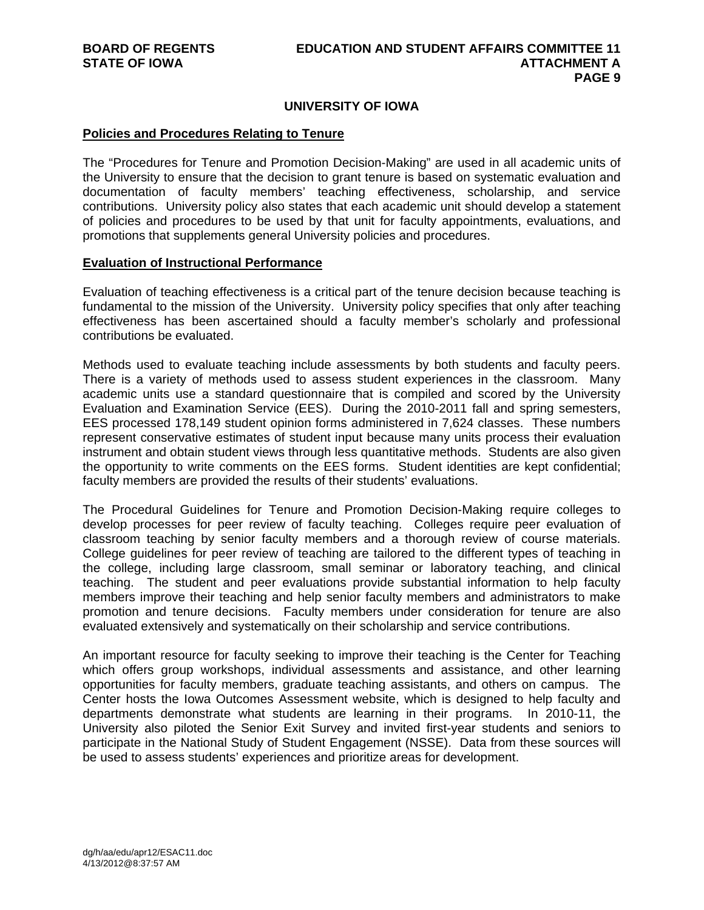## UNIVERSITY OF IOWA

### Policies and Procedures Relating to Tenure

The "Procedures for Tenure and Promotion Decision-Making" are used in all academic units of the University to ensure that the decision to grant tenure is based on systematic evaluation and documentation of faculty members' teaching effectiveness, scholarship, and service contributions. University policy also states that each academic unit should develop a statement of policies and procedures to be used by that unit for faculty appointments, evaluations, and promotions that supplements general University policies and procedures.

### Evaluation of Instructional Performance

Evaluation of teaching effectiveness is a critical part of the tenure decision because teaching is fundamental to the mission of the University. University policy specifies that only after teaching effectiveness has been ascertained should a faculty member's scholarly and professional contributions be evaluated.

Methods used to evaluate teaching include assessments by both students and faculty peers. There is a variety of methods used to assess student experiences in the classroom. Many academic units use a standard questionnaire that is compiled and scored by the University Evaluation and Examination Service (EES). During the 2010-2011 fall and spring semesters, EES processed 178,149 student opinion forms administered in 7,624 classes. These numbers represent conservative estimates of student input because many units process their evaluation instrument and obtain student views through less quantitative methods. Students are also given the opportunity to write comments on the EES forms. Student identities are kept confidential; faculty members are provided the results of their students' evaluations.

The Procedural Guidelines for Tenure and Promotion Decision-Making require colleges to develop processes for peer review of faculty teaching. Colleges require peer evaluation of classroom teaching by senior faculty members and a thorough review of course materials. College guidelines for peer review of teaching are tailored to the different types of teaching in the college, including large classroom, small seminar or laboratory teaching, and clinical teaching. The student and peer evaluations provide substantial information to help faculty members improve their teaching and help senior faculty members and administrators to make promotion and tenure decisions. Faculty members under consideration for tenure are also evaluated extensively and systematically on their scholarship and service contributions.

An important resource for faculty seeking to improve their teaching is the Center for Teaching which offers group workshops, individual assessments and assistance, and other learning opportunities for faculty members, graduate teaching assistants, and others on campus. The Center hosts the Iowa Outcomes Assessment website, which is designed to help faculty and departments demonstrate what students are learning in their programs. In 2010-11, the University also piloted the Senior Exit Survey and invited first-year students and seniors to participate in the National Study of Student Engagement (NSSE). Data from these sources will be used to assess students' experiences and prioritize areas for development.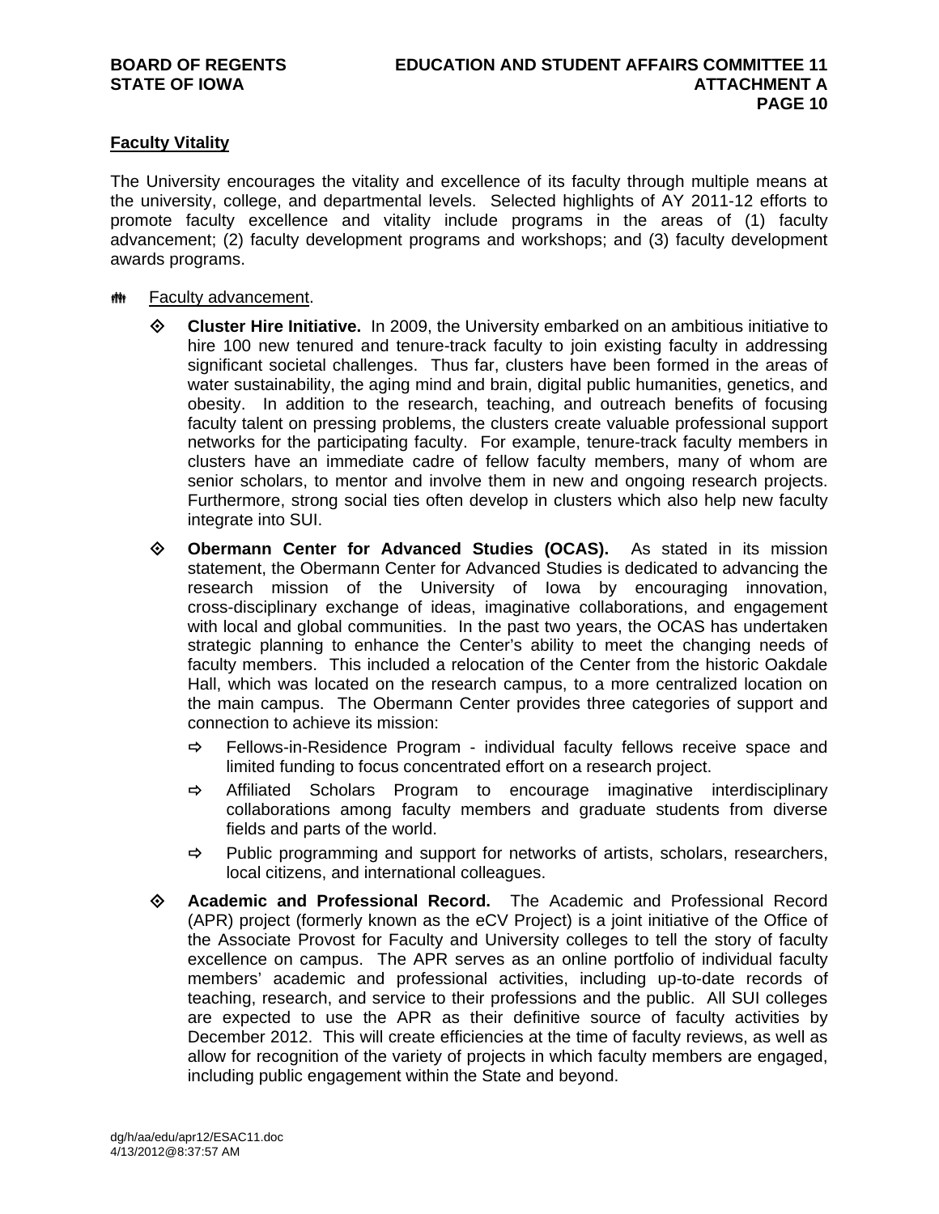**Faculty Vitality**

The University encourages the vitality and excellence of its faculty through multiple means at the university, college, and departmental levels. Selected highlights of AY 2011-12 efforts to promote faculty excellence and vitality include programs in the areas of (1) faculty advancement; (2) faculty development programs and workshops; and (3) faculty development awards programs.

- Faculty advancement.
  - **Cluster Hire Initiative.** In 2009, the University embarked on an ambitious initiative to hire 100 new tenured and tenure-track faculty to join existing faculty in addressing significant societal challenges. Thus far, clusters have been formed in the areas of water sustainability, the aging mind and brain, digital public humanities, genetics, and obesity. In addition to the research, teaching, and outreach benefits of focusing faculty talent on pressing problems, the clusters create valuable professional support networks for the participating faculty. For example, tenure-track faculty members in clusters have an immediate cadre of fellow faculty members, many of whom are senior scholars, to mentor and involve them in new and ongoing research projects. Furthermore, strong social ties often develop in clusters which also help new faculty integrate into SUI.
  - **Obermann Center for Advanced Studies (OCAS).** As stated in its mission statement, the Obermann Center for Advanced Studies is dedicated to advancing the research mission of the University of Iowa by encouraging innovation, cross-disciplinary exchange of ideas, imaginative collaborations, and engagement with local and global communities. In the past two years, the OCAS has undertaken strategic planning to enhance the Center's ability to meet the changing needs of faculty members. This included a relocation of the Center from the historic Oakdale Hall, which was located on the research campus, to a more centralized location on the main campus. The Obermann Center provides three categories of support and connection to achieve its mission:
    - Fellows-in-Residence Program - individual faculty fellows receive space and limited funding to focus concentrated effort on a research project.
    - Affiliated Scholars Program to encourage imaginative interdisciplinary collaborations among faculty members and graduate students from diverse fields and parts of the world.
    - Public programming and support for networks of artists, scholars, researchers, local citizens, and international colleagues.
  - **Academic and Professional Record.** The Academic and Professional Record (APR) project (formerly known as the eCV Project) is a joint initiative of the Office of the Associate Provost for Faculty and University colleges to tell the story of faculty excellence on campus. The APR serves as an online portfolio of individual faculty members' academic and professional activities, including up-to-date records of teaching, research, and service to their professions and the public. All SUI colleges are expected to use the APR as their definitive source of faculty activities by December 2012. This will create efficiencies at the time of faculty reviews, as well as allow for recognition of the variety of projects in which faculty members are engaged, including public engagement within the State and beyond.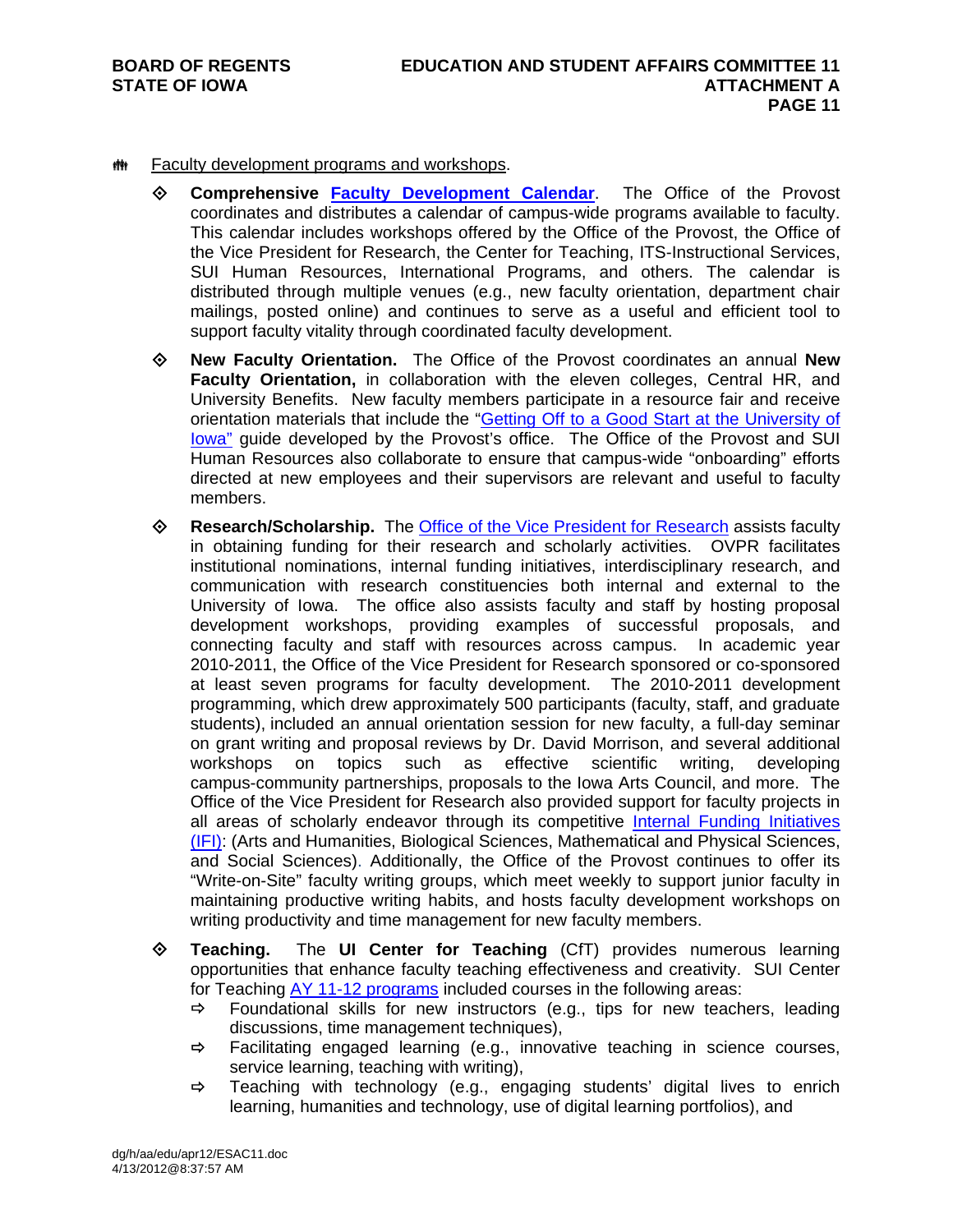- Faculty development programs and workshops.

  - **Comprehensive Faculty Development Calendar**. The Office of the Provost coordinates and distributes a calendar of campus-wide programs available to faculty. This calendar includes workshops offered by the Office of the Provost, the Office of the Vice President for Research, the Center for Teaching, ITS-Instructional Services, SUI Human Resources, International Programs, and others. The calendar is distributed through multiple venues (e.g., new faculty orientation, department chair mailings, posted online) and continues to serve as a useful and efficient tool to support faculty vitality through coordinated faculty development.

  - **New Faculty Orientation.** The Office of the Provost coordinates an annual **New Faculty Orientation,** in collaboration with the eleven colleges, Central HR, and University Benefits. New faculty members participate in a resource fair and receive orientation materials that include the "Getting Off to a Good Start at the University of Iowa" guide developed by the Provost's office. The Office of the Provost and SUI Human Resources also collaborate to ensure that campus-wide "onboarding" efforts directed at new employees and their supervisors are relevant and useful to faculty members.

  - **Research/Scholarship.** The Office of the Vice President for Research assists faculty in obtaining funding for their research and scholarly activities. OVPR facilitates institutional nominations, internal funding initiatives, interdisciplinary research, and communication with research constituencies both internal and external to the University of Iowa. The office also assists faculty and staff by hosting proposal development workshops, providing examples of successful proposals, and connecting faculty and staff with resources across campus. In academic year 2010-2011, the Office of the Vice President for Research sponsored or co-sponsored at least seven programs for faculty development. The 2010-2011 development programming, which drew approximately 500 participants (faculty, staff, and graduate students), included an annual orientation session for new faculty, a full-day seminar on grant writing and proposal reviews by Dr. David Morrison, and several additional workshops on topics such as effective scientific writing, developing campus-community partnerships, proposals to the Iowa Arts Council, and more. The Office of the Vice President for Research also provided support for faculty projects in all areas of scholarly endeavor through its competitive Internal Funding Initiatives (IFI): (Arts and Humanities, Biological Sciences, Mathematical and Physical Sciences, and Social Sciences). Additionally, the Office of the Provost continues to offer its "Write-on-Site" faculty writing groups, which meet weekly to support junior faculty in maintaining productive writing habits, and hosts faculty development workshops on writing productivity and time management for new faculty members.

  - **Teaching.** The **UI Center for Teaching** (CfT) provides numerous learning opportunities that enhance faculty teaching effectiveness and creativity. SUI Center for Teaching AY 11-12 programs included courses in the following areas:
    - Foundational skills for new instructors (e.g., tips for new teachers, leading discussions, time management techniques),
    - Facilitating engaged learning (e.g., innovative teaching in science courses, service learning, teaching with writing),
    - Teaching with technology (e.g., engaging students' digital lives to enrich learning, humanities and technology, use of digital learning portfolios), and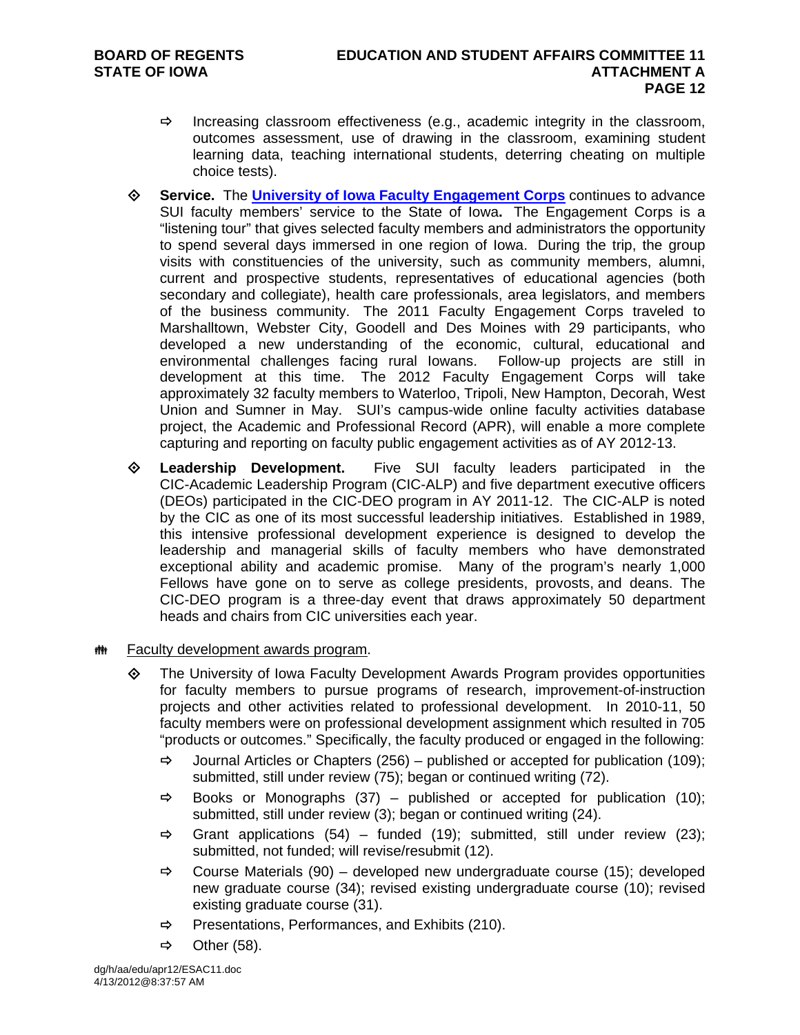- ⇨ Increasing classroom effectiveness (e.g., academic integrity in the classroom, outcomes assessment, use of drawing in the classroom, examining student learning data, teaching international students, deterring cheating on multiple choice tests).

- ◇ **Service.** The **University of Iowa Faculty Engagement Corps** continues to advance SUI faculty members' service to the State of Iowa**.** The Engagement Corps is a "listening tour" that gives selected faculty members and administrators the opportunity to spend several days immersed in one region of Iowa. During the trip, the group visits with constituencies of the university, such as community members, alumni, current and prospective students, representatives of educational agencies (both secondary and collegiate), health care professionals, area legislators, and members of the business community. The 2011 Faculty Engagement Corps traveled to Marshalltown, Webster City, Goodell and Des Moines with 29 participants, who developed a new understanding of the economic, cultural, educational and environmental challenges facing rural Iowans. Follow-up projects are still in development at this time. The 2012 Faculty Engagement Corps will take approximately 32 faculty members to Waterloo, Tripoli, New Hampton, Decorah, West Union and Sumner in May. SUI's campus-wide online faculty activities database project, the Academic and Professional Record (APR), will enable a more complete capturing and reporting on faculty public engagement activities as of AY 2012-13.

- ◇ **Leadership Development.** Five SUI faculty leaders participated in the CIC-Academic Leadership Program (CIC-ALP) and five department executive officers (DEOs) participated in the CIC-DEO program in AY 2011-12. The CIC-ALP is noted by the CIC as one of its most successful leadership initiatives. Established in 1989, this intensive professional development experience is designed to develop the leadership and managerial skills of faculty members who have demonstrated exceptional ability and academic promise. Many of the program's nearly 1,000 Fellows have gone on to serve as college presidents, provosts, and deans. The CIC-DEO program is a three-day event that draws approximately 50 department heads and chairs from CIC universities each year.

<u>Faculty development awards program</u>.

- ◇ The University of Iowa Faculty Development Awards Program provides opportunities for faculty members to pursue programs of research, improvement-of-instruction projects and other activities related to professional development. In 2010-11, 50 faculty members were on professional development assignment which resulted in 705 "products or outcomes." Specifically, the faculty produced or engaged in the following:
  - ⇨ Journal Articles or Chapters (256) – published or accepted for publication (109); submitted, still under review (75); began or continued writing (72).
  - ⇨ Books or Monographs (37) – published or accepted for publication (10); submitted, still under review (3); began or continued writing (24).
  - ⇨ Grant applications (54) – funded (19); submitted, still under review (23); submitted, not funded; will revise/resubmit (12).
  - ⇨ Course Materials (90) – developed new undergraduate course (15); developed new graduate course (34); revised existing undergraduate course (10); revised existing graduate course (31).
  - ⇨ Presentations, Performances, and Exhibits (210).
  - ⇨ Other (58).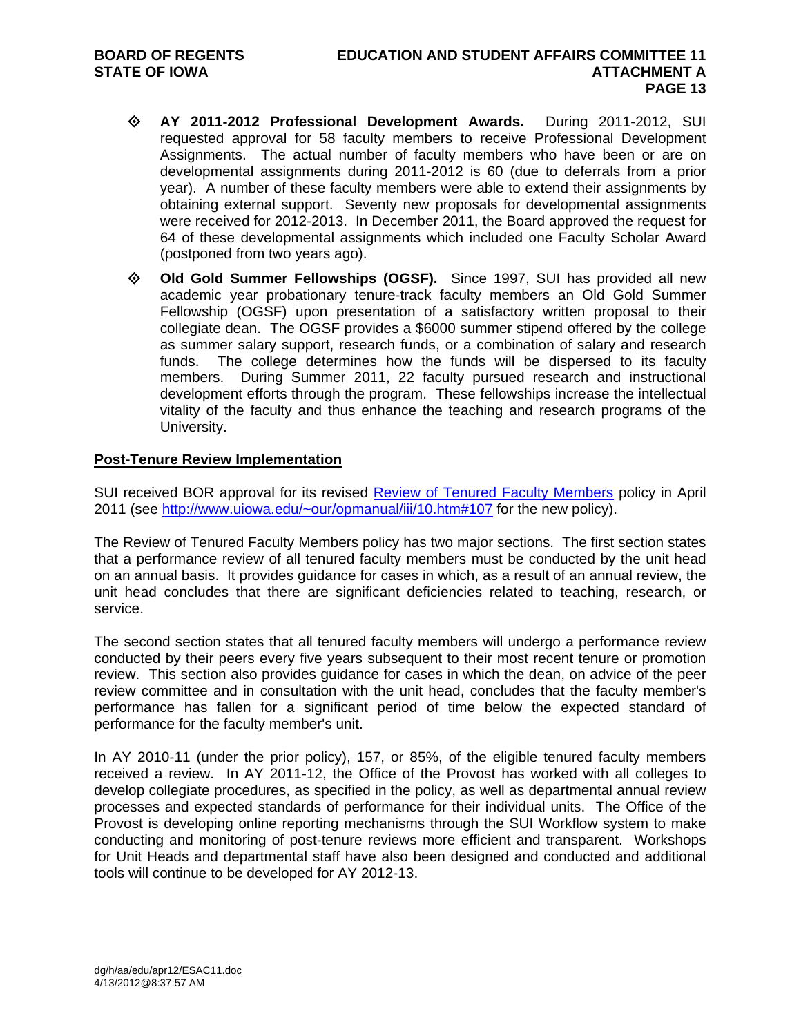- **AY 2011-2012 Professional Development Awards.** During 2011-2012, SUI requested approval for 58 faculty members to receive Professional Development Assignments. The actual number of faculty members who have been or are on developmental assignments during 2011-2012 is 60 (due to deferrals from a prior year). A number of these faculty members were able to extend their assignments by obtaining external support. Seventy new proposals for developmental assignments were received for 2012-2013. In December 2011, the Board approved the request for 64 of these developmental assignments which included one Faculty Scholar Award (postponed from two years ago).

- **Old Gold Summer Fellowships (OGSF).** Since 1997, SUI has provided all new academic year probationary tenure-track faculty members an Old Gold Summer Fellowship (OGSF) upon presentation of a satisfactory written proposal to their collegiate dean. The OGSF provides a $6000 summer stipend offered by the college as summer salary support, research funds, or a combination of salary and research funds. The college determines how the funds will be dispersed to its faculty members. During Summer 2011, 22 faculty pursued research and instructional development efforts through the program. These fellowships increase the intellectual vitality of the faculty and thus enhance the teaching and research programs of the University.

## Post-Tenure Review Implementation

SUI received BOR approval for its revised Review of Tenured Faculty Members policy in April 2011 (see http://www.uiowa.edu/~our/opmanual/iii/10.htm#107 for the new policy).

The Review of Tenured Faculty Members policy has two major sections. The first section states that a performance review of all tenured faculty members must be conducted by the unit head on an annual basis. It provides guidance for cases in which, as a result of an annual review, the unit head concludes that there are significant deficiencies related to teaching, research, or service.

The second section states that all tenured faculty members will undergo a performance review conducted by their peers every five years subsequent to their most recent tenure or promotion review. This section also provides guidance for cases in which the dean, on advice of the peer review committee and in consultation with the unit head, concludes that the faculty member's performance has fallen for a significant period of time below the expected standard of performance for the faculty member's unit.

In AY 2010-11 (under the prior policy), 157, or 85%, of the eligible tenured faculty members received a review. In AY 2011-12, the Office of the Provost has worked with all colleges to develop collegiate procedures, as specified in the policy, as well as departmental annual review processes and expected standards of performance for their individual units. The Office of the Provost is developing online reporting mechanisms through the SUI Workflow system to make conducting and monitoring of post-tenure reviews more efficient and transparent. Workshops for Unit Heads and departmental staff have also been designed and conducted and additional tools will continue to be developed for AY 2012-13.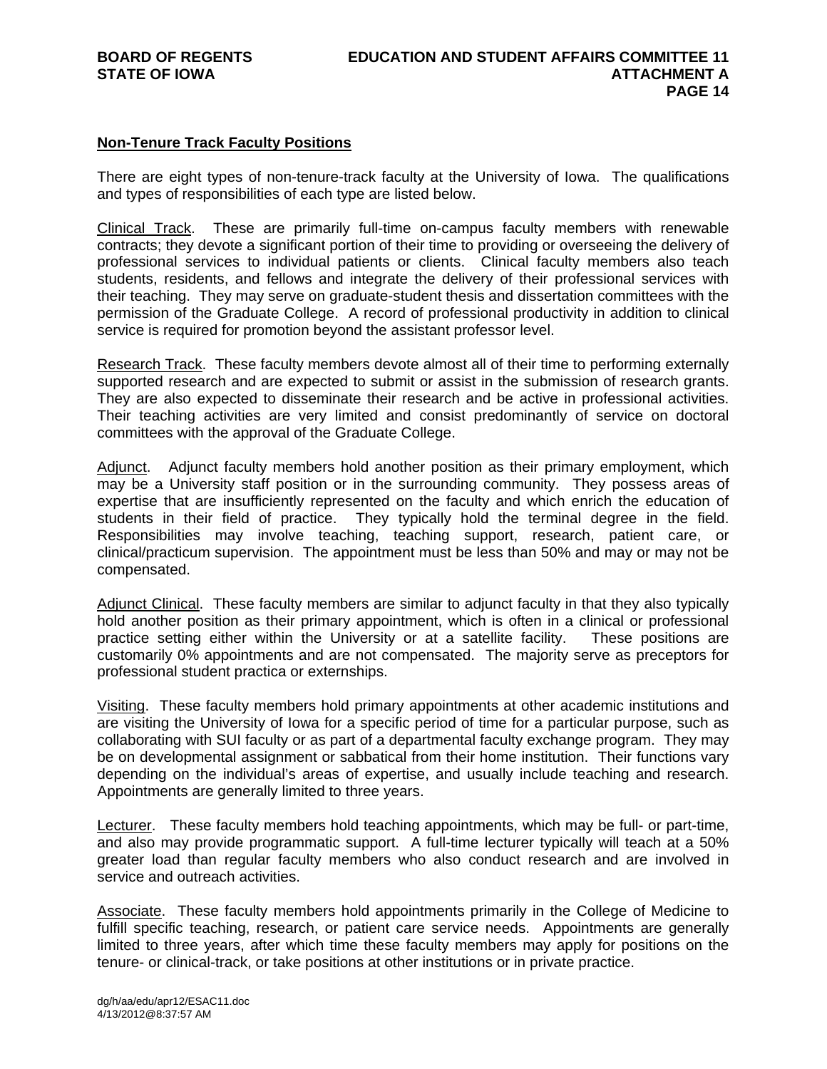**Non-Tenure Track Faculty Positions**

There are eight types of non-tenure-track faculty at the University of Iowa. The qualifications and types of responsibilities of each type are listed below.

Clinical Track. These are primarily full-time on-campus faculty members with renewable contracts; they devote a significant portion of their time to providing or overseeing the delivery of professional services to individual patients or clients. Clinical faculty members also teach students, residents, and fellows and integrate the delivery of their professional services with their teaching. They may serve on graduate-student thesis and dissertation committees with the permission of the Graduate College. A record of professional productivity in addition to clinical service is required for promotion beyond the assistant professor level.

Research Track. These faculty members devote almost all of their time to performing externally supported research and are expected to submit or assist in the submission of research grants. They are also expected to disseminate their research and be active in professional activities. Their teaching activities are very limited and consist predominantly of service on doctoral committees with the approval of the Graduate College.

Adjunct. Adjunct faculty members hold another position as their primary employment, which may be a University staff position or in the surrounding community. They possess areas of expertise that are insufficiently represented on the faculty and which enrich the education of students in their field of practice. They typically hold the terminal degree in the field. Responsibilities may involve teaching, teaching support, research, patient care, or clinical/practicum supervision. The appointment must be less than 50% and may or may not be compensated.

Adjunct Clinical. These faculty members are similar to adjunct faculty in that they also typically hold another position as their primary appointment, which is often in a clinical or professional practice setting either within the University or at a satellite facility. These positions are customarily 0% appointments and are not compensated. The majority serve as preceptors for professional student practica or externships.

Visiting. These faculty members hold primary appointments at other academic institutions and are visiting the University of Iowa for a specific period of time for a particular purpose, such as collaborating with SUI faculty or as part of a departmental faculty exchange program. They may be on developmental assignment or sabbatical from their home institution. Their functions vary depending on the individual's areas of expertise, and usually include teaching and research. Appointments are generally limited to three years.

Lecturer. These faculty members hold teaching appointments, which may be full- or part-time, and also may provide programmatic support. A full-time lecturer typically will teach at a 50% greater load than regular faculty members who also conduct research and are involved in service and outreach activities.

Associate. These faculty members hold appointments primarily in the College of Medicine to fulfill specific teaching, research, or patient care service needs. Appointments are generally limited to three years, after which time these faculty members may apply for positions on the tenure- or clinical-track, or take positions at other institutions or in private practice.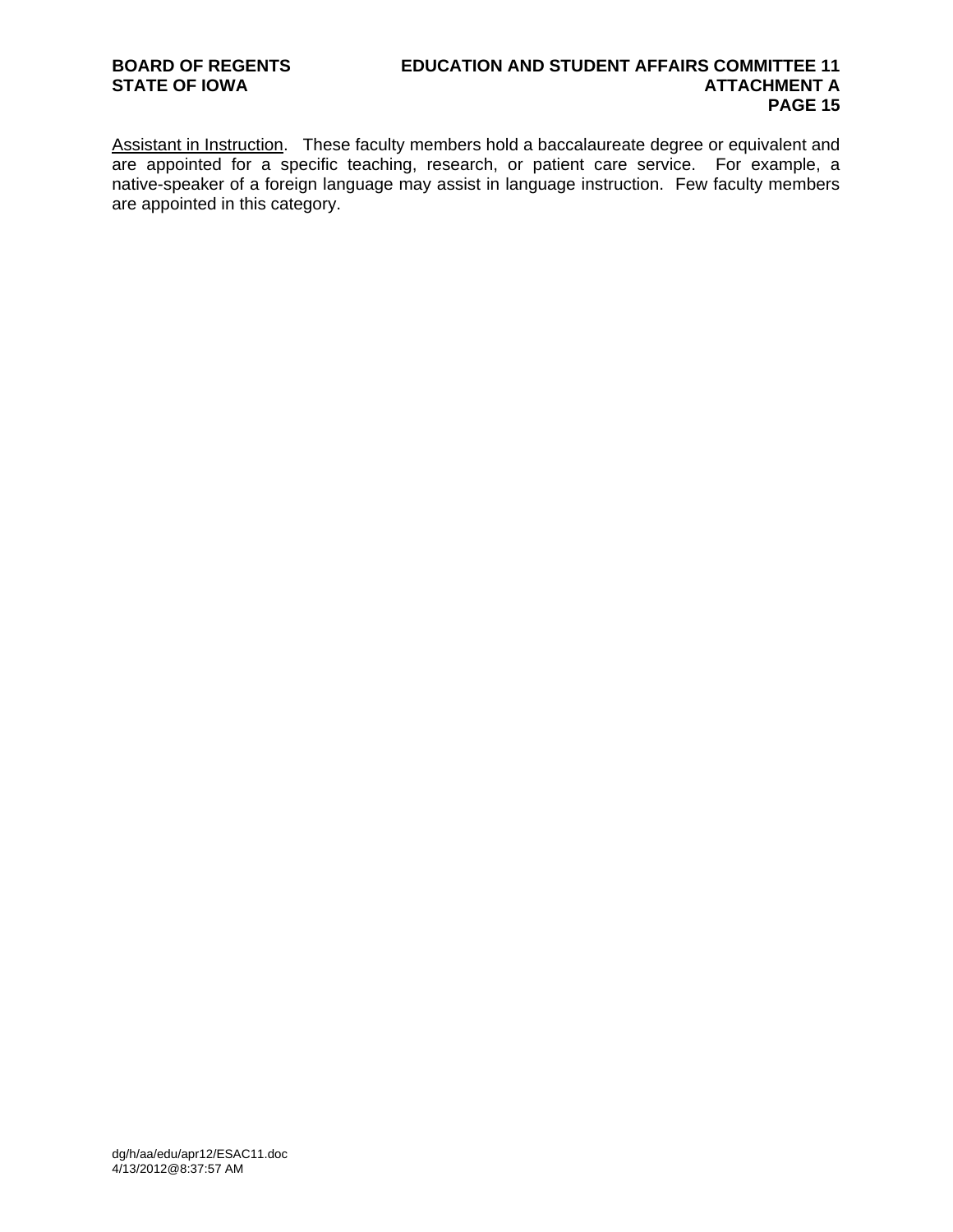Assistant in Instruction. These faculty members hold a baccalaureate degree or equivalent and are appointed for a specific teaching, research, or patient care service. For example, a native-speaker of a foreign language may assist in language instruction. Few faculty members are appointed in this category.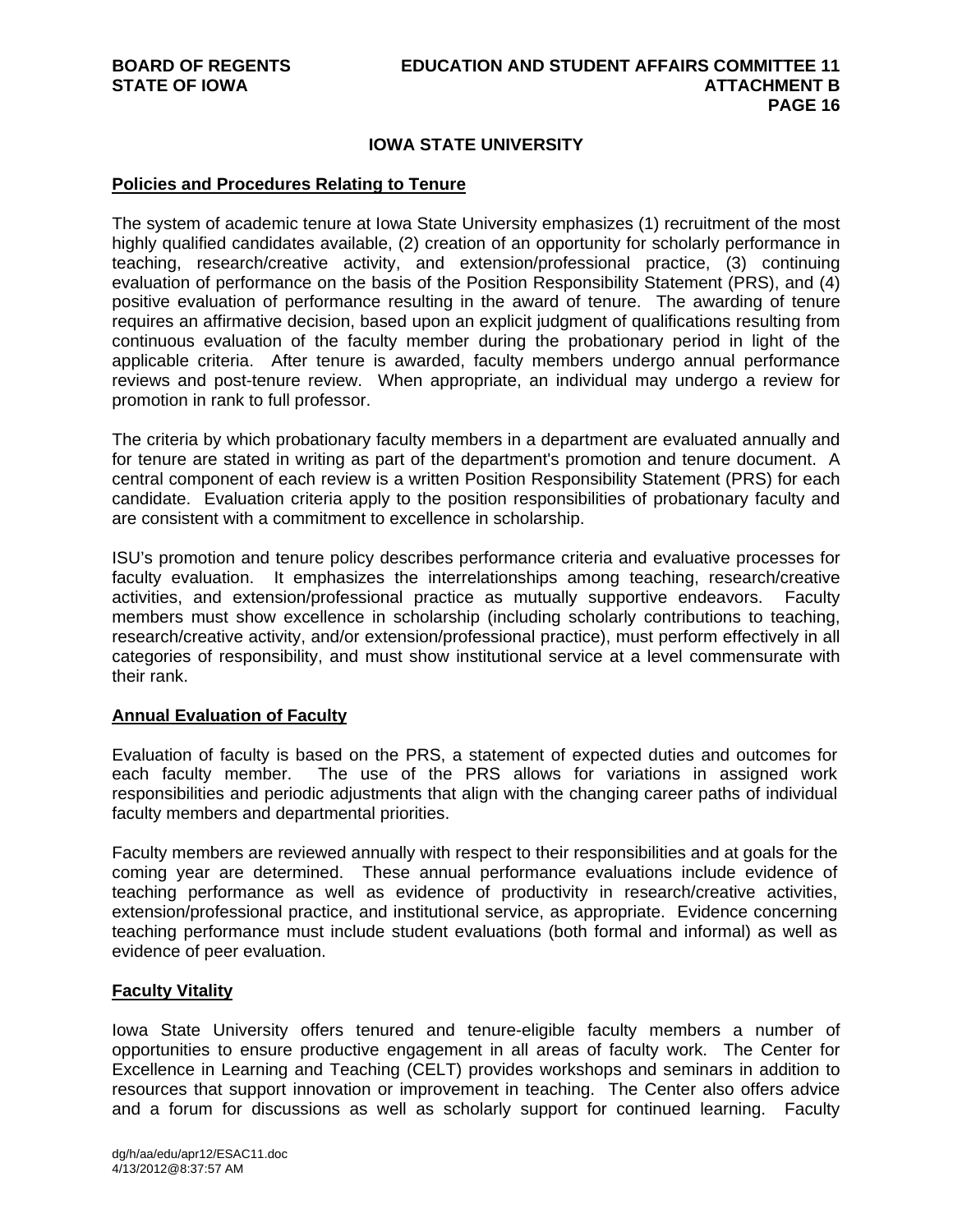## IOWA STATE UNIVERSITY

### Policies and Procedures Relating to Tenure

The system of academic tenure at Iowa State University emphasizes (1) recruitment of the most highly qualified candidates available, (2) creation of an opportunity for scholarly performance in teaching, research/creative activity, and extension/professional practice, (3) continuing evaluation of performance on the basis of the Position Responsibility Statement (PRS), and (4) positive evaluation of performance resulting in the award of tenure. The awarding of tenure requires an affirmative decision, based upon an explicit judgment of qualifications resulting from continuous evaluation of the faculty member during the probationary period in light of the applicable criteria. After tenure is awarded, faculty members undergo annual performance reviews and post-tenure review. When appropriate, an individual may undergo a review for promotion in rank to full professor.

The criteria by which probationary faculty members in a department are evaluated annually and for tenure are stated in writing as part of the department's promotion and tenure document. A central component of each review is a written Position Responsibility Statement (PRS) for each candidate. Evaluation criteria apply to the position responsibilities of probationary faculty and are consistent with a commitment to excellence in scholarship.

ISU's promotion and tenure policy describes performance criteria and evaluative processes for faculty evaluation. It emphasizes the interrelationships among teaching, research/creative activities, and extension/professional practice as mutually supportive endeavors. Faculty members must show excellence in scholarship (including scholarly contributions to teaching, research/creative activity, and/or extension/professional practice), must perform effectively in all categories of responsibility, and must show institutional service at a level commensurate with their rank.

### Annual Evaluation of Faculty

Evaluation of faculty is based on the PRS, a statement of expected duties and outcomes for each faculty member. The use of the PRS allows for variations in assigned work responsibilities and periodic adjustments that align with the changing career paths of individual faculty members and departmental priorities.

Faculty members are reviewed annually with respect to their responsibilities and at goals for the coming year are determined. These annual performance evaluations include evidence of teaching performance as well as evidence of productivity in research/creative activities, extension/professional practice, and institutional service, as appropriate. Evidence concerning teaching performance must include student evaluations (both formal and informal) as well as evidence of peer evaluation.

### Faculty Vitality

Iowa State University offers tenured and tenure-eligible faculty members a number of opportunities to ensure productive engagement in all areas of faculty work. The Center for Excellence in Learning and Teaching (CELT) provides workshops and seminars in addition to resources that support innovation or improvement in teaching. The Center also offers advice and a forum for discussions as well as scholarly support for continued learning. Faculty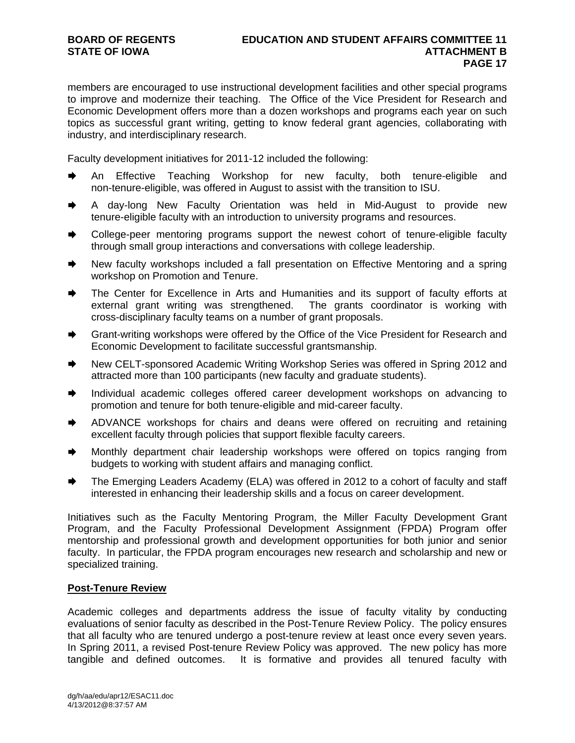members are encouraged to use instructional development facilities and other special programs to improve and modernize their teaching. The Office of the Vice President for Research and Economic Development offers more than a dozen workshops and programs each year on such topics as successful grant writing, getting to know federal grant agencies, collaborating with industry, and interdisciplinary research.

Faculty development initiatives for 2011-12 included the following:

- An Effective Teaching Workshop for new faculty, both tenure-eligible and non-tenure-eligible, was offered in August to assist with the transition to ISU.
- A day-long New Faculty Orientation was held in Mid-August to provide new tenure-eligible faculty with an introduction to university programs and resources.
- College-peer mentoring programs support the newest cohort of tenure-eligible faculty through small group interactions and conversations with college leadership.
- New faculty workshops included a fall presentation on Effective Mentoring and a spring workshop on Promotion and Tenure.
- The Center for Excellence in Arts and Humanities and its support of faculty efforts at external grant writing was strengthened. The grants coordinator is working with cross-disciplinary faculty teams on a number of grant proposals.
- Grant-writing workshops were offered by the Office of the Vice President for Research and Economic Development to facilitate successful grantsmanship.
- New CELT-sponsored Academic Writing Workshop Series was offered in Spring 2012 and attracted more than 100 participants (new faculty and graduate students).
- Individual academic colleges offered career development workshops on advancing to promotion and tenure for both tenure-eligible and mid-career faculty.
- ADVANCE workshops for chairs and deans were offered on recruiting and retaining excellent faculty through policies that support flexible faculty careers.
- Monthly department chair leadership workshops were offered on topics ranging from budgets to working with student affairs and managing conflict.
- The Emerging Leaders Academy (ELA) was offered in 2012 to a cohort of faculty and staff interested in enhancing their leadership skills and a focus on career development.

Initiatives such as the Faculty Mentoring Program, the Miller Faculty Development Grant Program, and the Faculty Professional Development Assignment (FPDA) Program offer mentorship and professional growth and development opportunities for both junior and senior faculty. In particular, the FPDA program encourages new research and scholarship and new or specialized training.

## Post-Tenure Review

Academic colleges and departments address the issue of faculty vitality by conducting evaluations of senior faculty as described in the Post-Tenure Review Policy. The policy ensures that all faculty who are tenured undergo a post-tenure review at least once every seven years. In Spring 2011, a revised Post-tenure Review Policy was approved. The new policy has more tangible and defined outcomes. It is formative and provides all tenured faculty with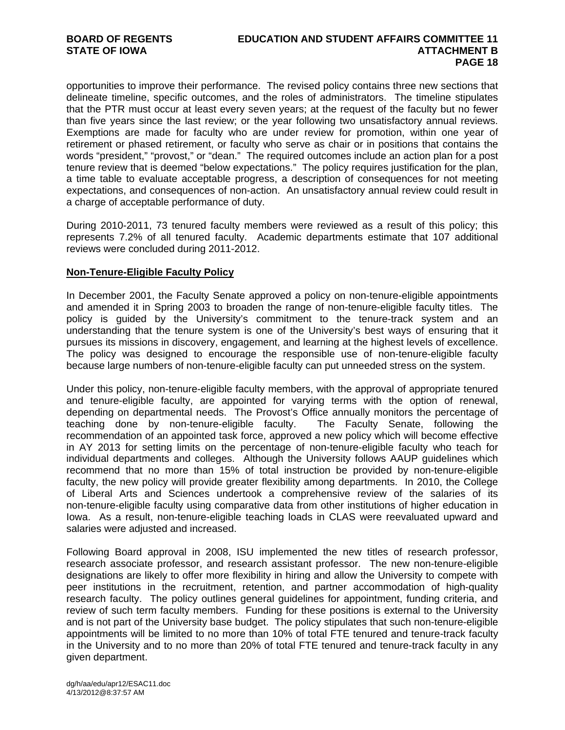opportunities to improve their performance. The revised policy contains three new sections that delineate timeline, specific outcomes, and the roles of administrators. The timeline stipulates that the PTR must occur at least every seven years; at the request of the faculty but no fewer than five years since the last review; or the year following two unsatisfactory annual reviews. Exemptions are made for faculty who are under review for promotion, within one year of retirement or phased retirement, or faculty who serve as chair or in positions that contains the words "president," "provost," or "dean." The required outcomes include an action plan for a post tenure review that is deemed "below expectations." The policy requires justification for the plan, a time table to evaluate acceptable progress, a description of consequences for not meeting expectations, and consequences of non-action. An unsatisfactory annual review could result in a charge of acceptable performance of duty.

During 2010-2011, 73 tenured faculty members were reviewed as a result of this policy; this represents 7.2% of all tenured faculty. Academic departments estimate that 107 additional reviews were concluded during 2011-2012.

**Non-Tenure-Eligible Faculty Policy**

In December 2001, the Faculty Senate approved a policy on non-tenure-eligible appointments and amended it in Spring 2003 to broaden the range of non-tenure-eligible faculty titles. The policy is guided by the University's commitment to the tenure-track system and an understanding that the tenure system is one of the University's best ways of ensuring that it pursues its missions in discovery, engagement, and learning at the highest levels of excellence. The policy was designed to encourage the responsible use of non-tenure-eligible faculty because large numbers of non-tenure-eligible faculty can put unneeded stress on the system.

Under this policy, non-tenure-eligible faculty members, with the approval of appropriate tenured and tenure-eligible faculty, are appointed for varying terms with the option of renewal, depending on departmental needs. The Provost's Office annually monitors the percentage of teaching done by non-tenure-eligible faculty. The Faculty Senate, following the recommendation of an appointed task force, approved a new policy which will become effective in AY 2013 for setting limits on the percentage of non-tenure-eligible faculty who teach for individual departments and colleges. Although the University follows AAUP guidelines which recommend that no more than 15% of total instruction be provided by non-tenure-eligible faculty, the new policy will provide greater flexibility among departments. In 2010, the College of Liberal Arts and Sciences undertook a comprehensive review of the salaries of its non-tenure-eligible faculty using comparative data from other institutions of higher education in Iowa. As a result, non-tenure-eligible teaching loads in CLAS were reevaluated upward and salaries were adjusted and increased.

Following Board approval in 2008, ISU implemented the new titles of research professor, research associate professor, and research assistant professor. The new non-tenure-eligible designations are likely to offer more flexibility in hiring and allow the University to compete with peer institutions in the recruitment, retention, and partner accommodation of high-quality research faculty. The policy outlines general guidelines for appointment, funding criteria, and review of such term faculty members. Funding for these positions is external to the University and is not part of the University base budget. The policy stipulates that such non-tenure-eligible appointments will be limited to no more than 10% of total FTE tenured and tenure-track faculty in the University and to no more than 20% of total FTE tenured and tenure-track faculty in any given department.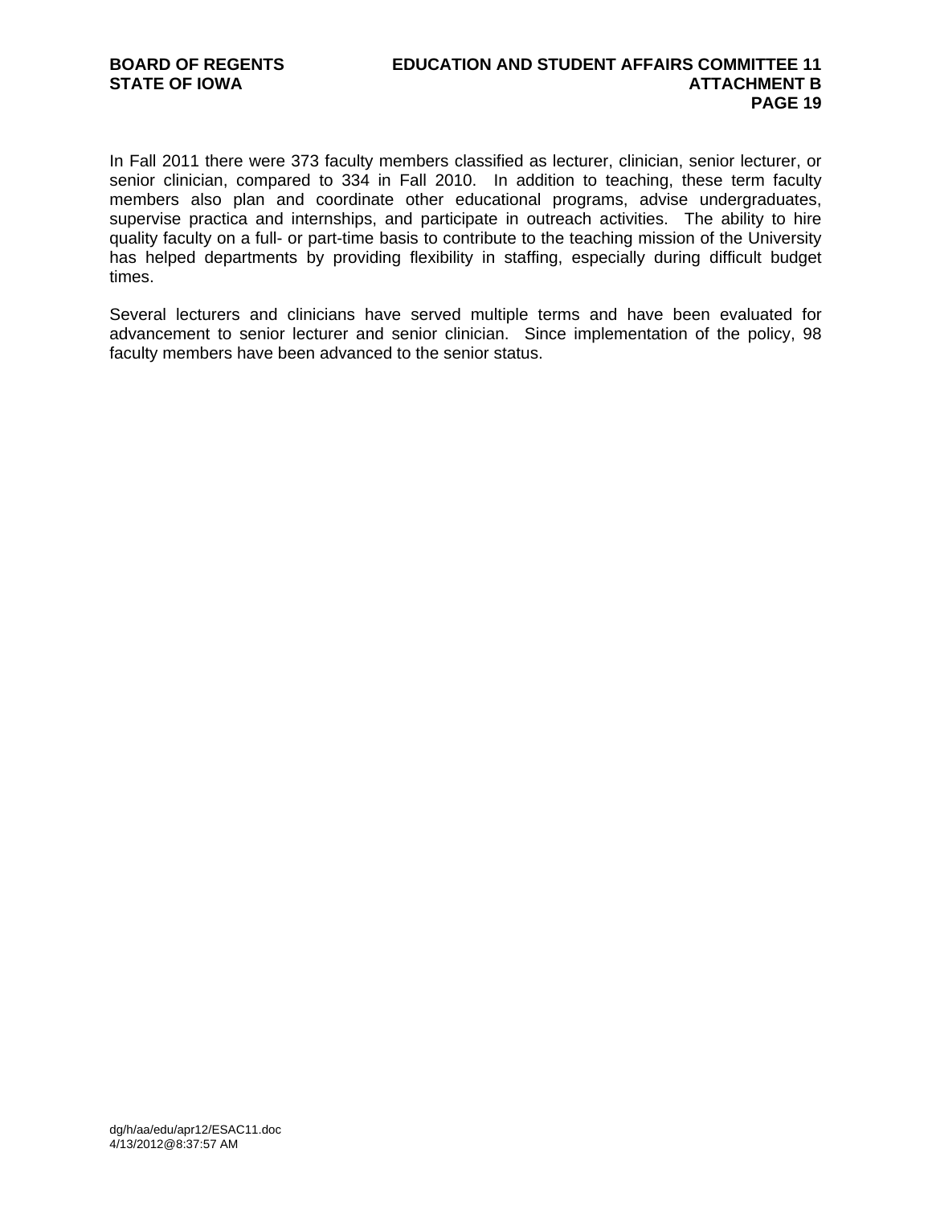In Fall 2011 there were 373 faculty members classified as lecturer, clinician, senior lecturer, or senior clinician, compared to 334 in Fall 2010. In addition to teaching, these term faculty members also plan and coordinate other educational programs, advise undergraduates, supervise practica and internships, and participate in outreach activities. The ability to hire quality faculty on a full- or part-time basis to contribute to the teaching mission of the University has helped departments by providing flexibility in staffing, especially during difficult budget times.

Several lecturers and clinicians have served multiple terms and have been evaluated for advancement to senior lecturer and senior clinician. Since implementation of the policy, 98 faculty members have been advanced to the senior status.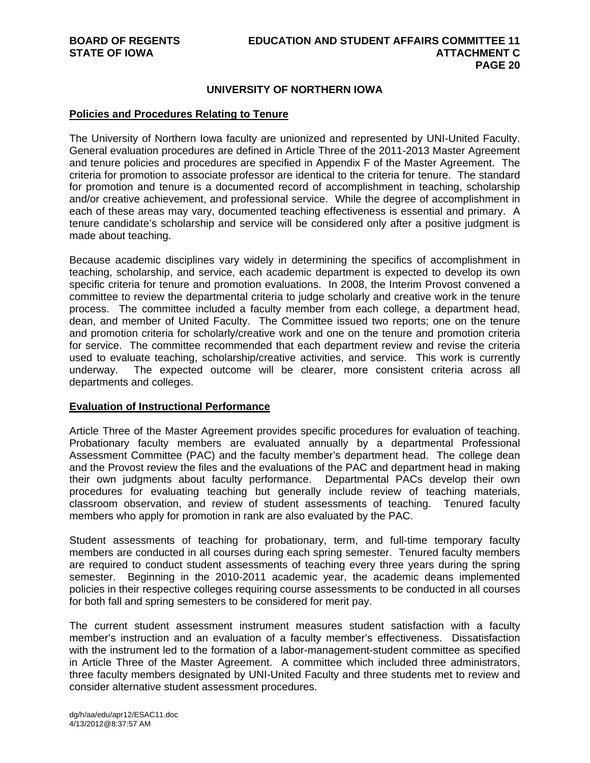## UNIVERSITY OF NORTHERN IOWA

**Policies and Procedures Relating to Tenure**

The University of Northern Iowa faculty are unionized and represented by UNI-United Faculty. General evaluation procedures are defined in Article Three of the 2011-2013 Master Agreement and tenure policies and procedures are specified in Appendix F of the Master Agreement. The criteria for promotion to associate professor are identical to the criteria for tenure. The standard for promotion and tenure is a documented record of accomplishment in teaching, scholarship and/or creative achievement, and professional service. While the degree of accomplishment in each of these areas may vary, documented teaching effectiveness is essential and primary. A tenure candidate's scholarship and service will be considered only after a positive judgment is made about teaching.

Because academic disciplines vary widely in determining the specifics of accomplishment in teaching, scholarship, and service, each academic department is expected to develop its own specific criteria for tenure and promotion evaluations. In 2008, the Interim Provost convened a committee to review the departmental criteria to judge scholarly and creative work in the tenure process. The committee included a faculty member from each college, a department head, dean, and member of United Faculty. The Committee issued two reports; one on the tenure and promotion criteria for scholarly/creative work and one on the tenure and promotion criteria for service. The committee recommended that each department review and revise the criteria used to evaluate teaching, scholarship/creative activities, and service. This work is currently underway. The expected outcome will be clearer, more consistent criteria across all departments and colleges.

**Evaluation of Instructional Performance**

Article Three of the Master Agreement provides specific procedures for evaluation of teaching. Probationary faculty members are evaluated annually by a departmental Professional Assessment Committee (PAC) and the faculty member's department head. The college dean and the Provost review the files and the evaluations of the PAC and department head in making their own judgments about faculty performance. Departmental PACs develop their own procedures for evaluating teaching but generally include review of teaching materials, classroom observation, and review of student assessments of teaching. Tenured faculty members who apply for promotion in rank are also evaluated by the PAC.

Student assessments of teaching for probationary, term, and full-time temporary faculty members are conducted in all courses during each spring semester. Tenured faculty members are required to conduct student assessments of teaching every three years during the spring semester. Beginning in the 2010-2011 academic year, the academic deans implemented policies in their respective colleges requiring course assessments to be conducted in all courses for both fall and spring semesters to be considered for merit pay.

The current student assessment instrument measures student satisfaction with a faculty member's instruction and an evaluation of a faculty member's effectiveness. Dissatisfaction with the instrument led to the formation of a labor-management-student committee as specified in Article Three of the Master Agreement. A committee which included three administrators, three faculty members designated by UNI-United Faculty and three students met to review and consider alternative student assessment procedures.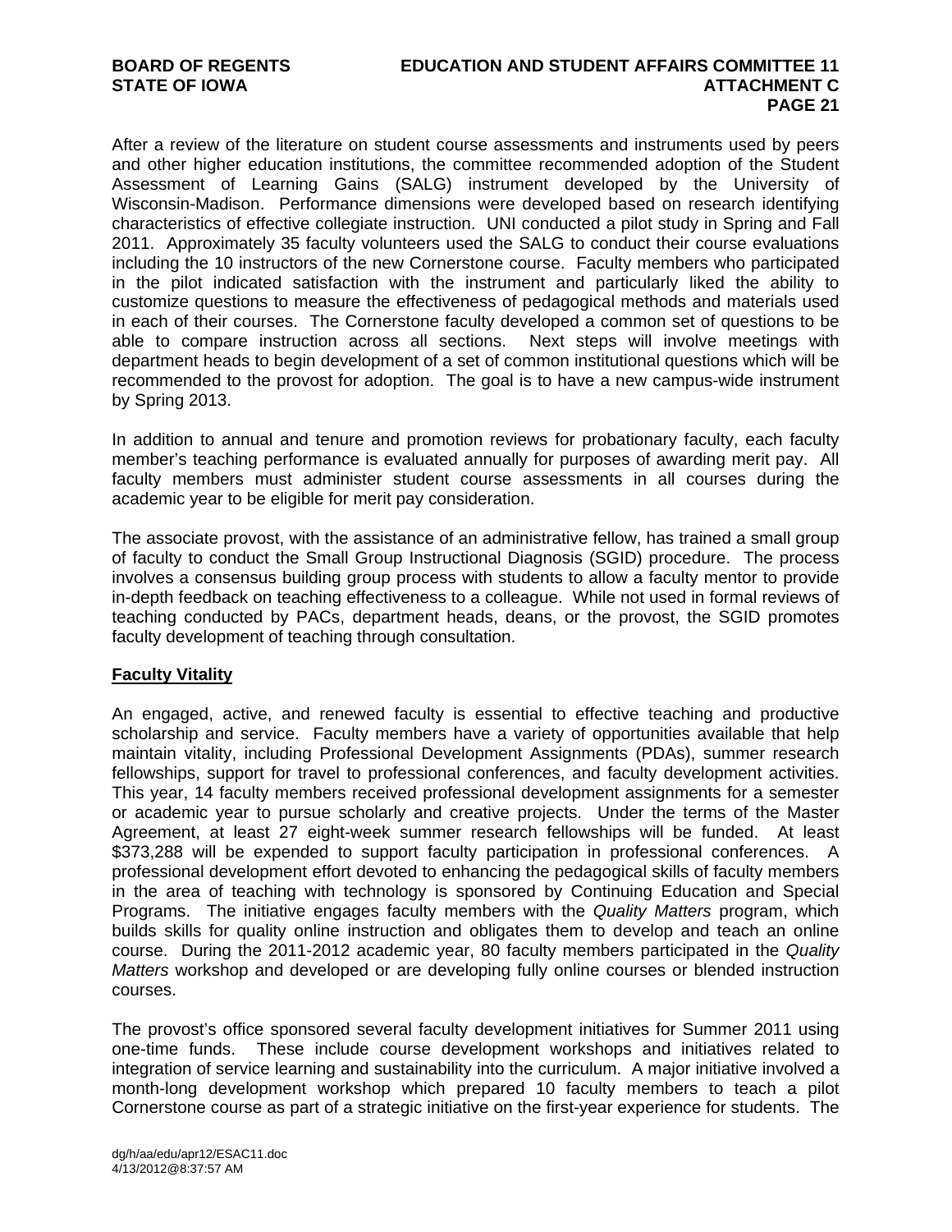After a review of the literature on student course assessments and instruments used by peers and other higher education institutions, the committee recommended adoption of the Student Assessment of Learning Gains (SALG) instrument developed by the University of Wisconsin-Madison. Performance dimensions were developed based on research identifying characteristics of effective collegiate instruction. UNI conducted a pilot study in Spring and Fall 2011. Approximately 35 faculty volunteers used the SALG to conduct their course evaluations including the 10 instructors of the new Cornerstone course. Faculty members who participated in the pilot indicated satisfaction with the instrument and particularly liked the ability to customize questions to measure the effectiveness of pedagogical methods and materials used in each of their courses. The Cornerstone faculty developed a common set of questions to be able to compare instruction across all sections. Next steps will involve meetings with department heads to begin development of a set of common institutional questions which will be recommended to the provost for adoption. The goal is to have a new campus-wide instrument by Spring 2013.

In addition to annual and tenure and promotion reviews for probationary faculty, each faculty member's teaching performance is evaluated annually for purposes of awarding merit pay. All faculty members must administer student course assessments in all courses during the academic year to be eligible for merit pay consideration.

The associate provost, with the assistance of an administrative fellow, has trained a small group of faculty to conduct the Small Group Instructional Diagnosis (SGID) procedure. The process involves a consensus building group process with students to allow a faculty mentor to provide in-depth feedback on teaching effectiveness to a colleague. While not used in formal reviews of teaching conducted by PACs, department heads, deans, or the provost, the SGID promotes faculty development of teaching through consultation.

**Faculty Vitality**

An engaged, active, and renewed faculty is essential to effective teaching and productive scholarship and service. Faculty members have a variety of opportunities available that help maintain vitality, including Professional Development Assignments (PDAs), summer research fellowships, support for travel to professional conferences, and faculty development activities. This year, 14 faculty members received professional development assignments for a semester or academic year to pursue scholarly and creative projects. Under the terms of the Master Agreement, at least 27 eight-week summer research fellowships will be funded. At least \$373,288 will be expended to support faculty participation in professional conferences. A professional development effort devoted to enhancing the pedagogical skills of faculty members in the area of teaching with technology is sponsored by Continuing Education and Special Programs. The initiative engages faculty members with the *Quality Matters* program, which builds skills for quality online instruction and obligates them to develop and teach an online course. During the 2011-2012 academic year, 80 faculty members participated in the *Quality Matters* workshop and developed or are developing fully online courses or blended instruction courses.

The provost's office sponsored several faculty development initiatives for Summer 2011 using one-time funds. These include course development workshops and initiatives related to integration of service learning and sustainability into the curriculum. A major initiative involved a month-long development workshop which prepared 10 faculty members to teach a pilot Cornerstone course as part of a strategic initiative on the first-year experience for students. The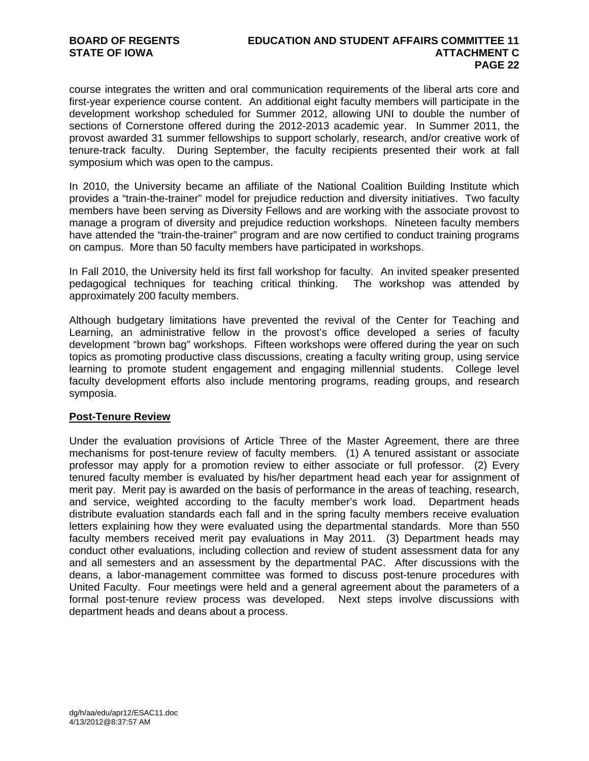course integrates the written and oral communication requirements of the liberal arts core and first-year experience course content. An additional eight faculty members will participate in the development workshop scheduled for Summer 2012, allowing UNI to double the number of sections of Cornerstone offered during the 2012-2013 academic year. In Summer 2011, the provost awarded 31 summer fellowships to support scholarly, research, and/or creative work of tenure-track faculty. During September, the faculty recipients presented their work at fall symposium which was open to the campus.

In 2010, the University became an affiliate of the National Coalition Building Institute which provides a "train-the-trainer" model for prejudice reduction and diversity initiatives. Two faculty members have been serving as Diversity Fellows and are working with the associate provost to manage a program of diversity and prejudice reduction workshops. Nineteen faculty members have attended the "train-the-trainer" program and are now certified to conduct training programs on campus. More than 50 faculty members have participated in workshops.

In Fall 2010, the University held its first fall workshop for faculty. An invited speaker presented pedagogical techniques for teaching critical thinking. The workshop was attended by approximately 200 faculty members.

Although budgetary limitations have prevented the revival of the Center for Teaching and Learning, an administrative fellow in the provost's office developed a series of faculty development "brown bag" workshops. Fifteen workshops were offered during the year on such topics as promoting productive class discussions, creating a faculty writing group, using service learning to promote student engagement and engaging millennial students. College level faculty development efforts also include mentoring programs, reading groups, and research symposia.

**Post-Tenure Review**

Under the evaluation provisions of Article Three of the Master Agreement, there are three mechanisms for post-tenure review of faculty members. (1) A tenured assistant or associate professor may apply for a promotion review to either associate or full professor. (2) Every tenured faculty member is evaluated by his/her department head each year for assignment of merit pay. Merit pay is awarded on the basis of performance in the areas of teaching, research, and service, weighted according to the faculty member's work load. Department heads distribute evaluation standards each fall and in the spring faculty members receive evaluation letters explaining how they were evaluated using the departmental standards. More than 550 faculty members received merit pay evaluations in May 2011. (3) Department heads may conduct other evaluations, including collection and review of student assessment data for any and all semesters and an assessment by the departmental PAC. After discussions with the deans, a labor-management committee was formed to discuss post-tenure procedures with United Faculty. Four meetings were held and a general agreement about the parameters of a formal post-tenure review process was developed. Next steps involve discussions with department heads and deans about a process.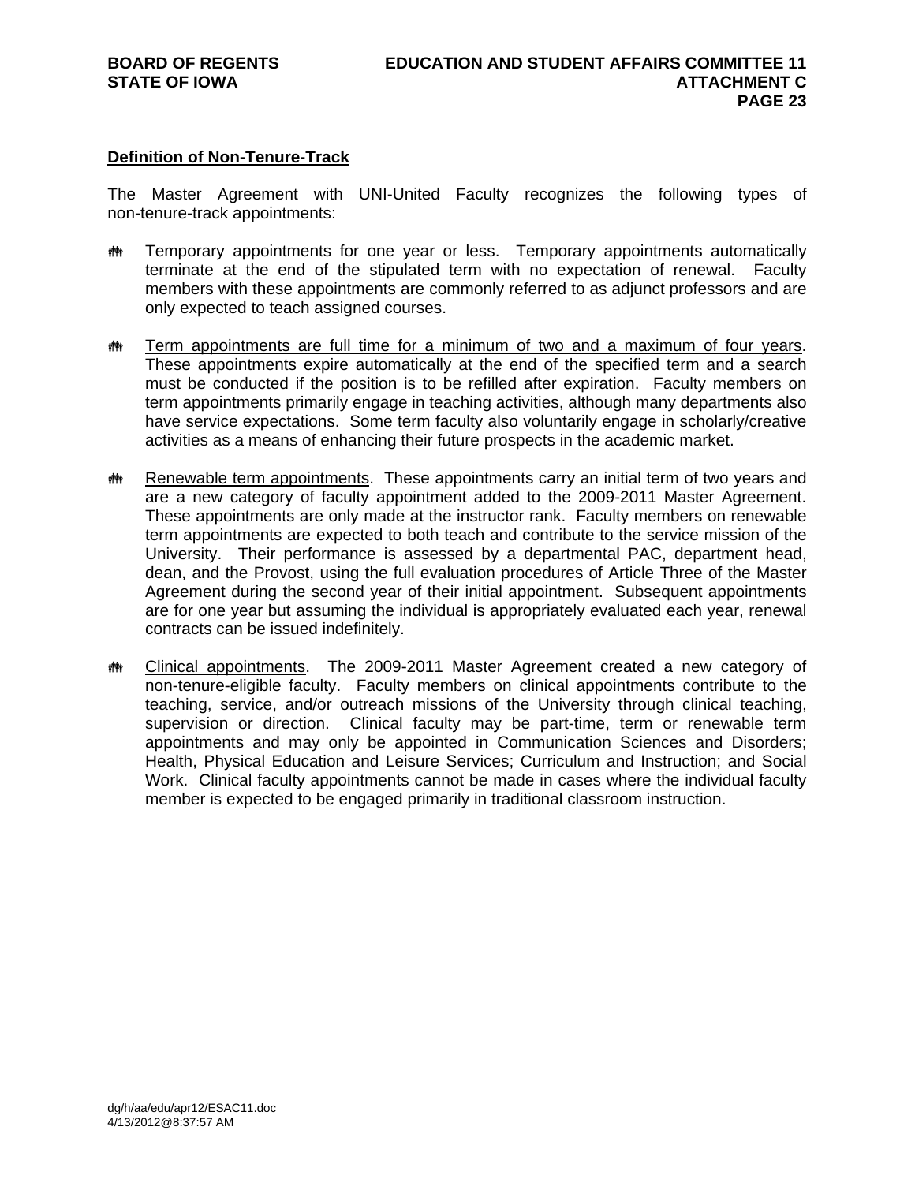**Definition of Non-Tenure-Track**

The Master Agreement with UNI-United Faculty recognizes the following types of non-tenure-track appointments:

- Temporary appointments for one year or less. Temporary appointments automatically terminate at the end of the stipulated term with no expectation of renewal. Faculty members with these appointments are commonly referred to as adjunct professors and are only expected to teach assigned courses.

- Term appointments are full time for a minimum of two and a maximum of four years. These appointments expire automatically at the end of the specified term and a search must be conducted if the position is to be refilled after expiration. Faculty members on term appointments primarily engage in teaching activities, although many departments also have service expectations. Some term faculty also voluntarily engage in scholarly/creative activities as a means of enhancing their future prospects in the academic market.

- Renewable term appointments. These appointments carry an initial term of two years and are a new category of faculty appointment added to the 2009-2011 Master Agreement. These appointments are only made at the instructor rank. Faculty members on renewable term appointments are expected to both teach and contribute to the service mission of the University. Their performance is assessed by a departmental PAC, department head, dean, and the Provost, using the full evaluation procedures of Article Three of the Master Agreement during the second year of their initial appointment. Subsequent appointments are for one year but assuming the individual is appropriately evaluated each year, renewal contracts can be issued indefinitely.

- Clinical appointments. The 2009-2011 Master Agreement created a new category of non-tenure-eligible faculty. Faculty members on clinical appointments contribute to the teaching, service, and/or outreach missions of the University through clinical teaching, supervision or direction. Clinical faculty may be part-time, term or renewable term appointments and may only be appointed in Communication Sciences and Disorders; Health, Physical Education and Leisure Services; Curriculum and Instruction; and Social Work. Clinical faculty appointments cannot be made in cases where the individual faculty member is expected to be engaged primarily in traditional classroom instruction.